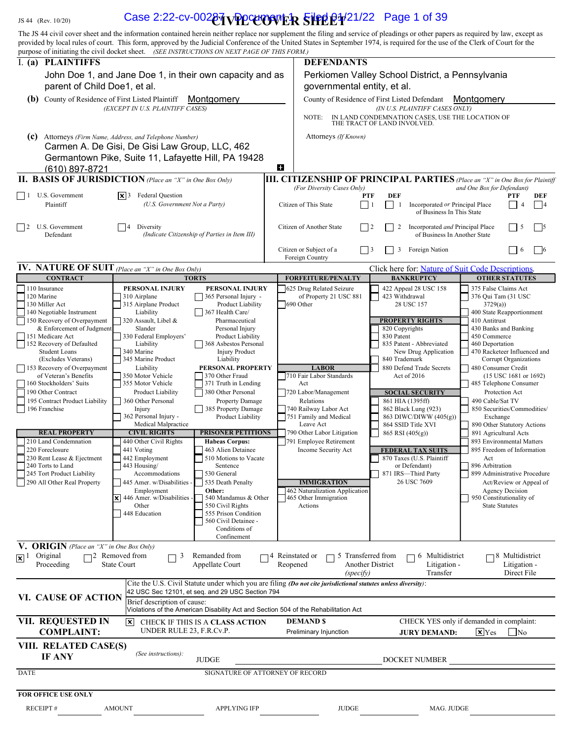JS 44 (Rev. 10/20)

# CIVIL COVER SHEET

The JS 44 civil cover sheet and the information contained herein neither replace nor supplement the filing and service of pleadings or other papers as required by law, except as provided by local rules of court. This form, approved by the Judicial Conference of the United States in September 1974, is required for the use of the Clerk of Court for the purpose of initiating the civil docket sheet. *(SEE INSTRUCTIONS ON NEXT PAGE OF THIS FORM.)*

## I. (a) PLAINTIFFS

John Doe 1, and Jane Doe 1, in their own capacity and as parent of Child Doe1, et al.

**(b)** County of Residence of First Listed Plaintiff: Montgomery
*(EXCEPT IN U.S. PLAINTIFF CASES)*

**(c)** Attorneys *(Firm Name, Address, and Telephone Number)*
Carmen A. De Gisi, De Gisi Law Group, LLC, 462 Germantown Pike, Suite 11, Lafayette Hill, PA 19428
(610) 897-8721

## DEFENDANTS

Perkiomen Valley School District, a Pennsylvania governmental entity, et al.

County of Residence of First Listed Defendant: Montgomery
*(IN U.S. PLAINTIFF CASES ONLY)*

NOTE: IN LAND CONDEMNATION CASES, USE THE LOCATION OF THE TRACT OF LAND INVOLVED.

Attorneys *(If Known)*

## II. BASIS OF JURISDICTION *(Place an "X" in One Box Only)*

- ☐ 1 U.S. Government Plaintiff
- ☒ 3 Federal Question (U.S. Government Not a Party)
- ☐ 2 U.S. Government Defendant
- ☐ 4 Diversity (Indicate Citizenship of Parties in Item III)

## III. CITIZENSHIP OF PRINCIPAL PARTIES *(Place an "X" in One Box for Plaintiff and One Box for Defendant)* *(For Diversity Cases Only)*

| | PTF | DEF | | PTF | DEF |
|---|---|---|---|---|---|
| Citizen of This State | ☐ 1 | ☐ 1 | Incorporated *or* Principal Place of Business In This State | ☐ 4 | ☐ 4 |
| Citizen of Another State | ☐ 2 | ☐ 2 | Incorporated *and* Principal Place of Business In Another State | ☐ 5 | ☐ 5 |
| Citizen or Subject of a Foreign Country | ☐ 3 | ☐ 3 | Foreign Nation | ☐ 6 | ☐ 6 |

## IV. NATURE OF SUIT *(Place an "X" in One Box Only)*

Click here for: Nature of Suit Code Descriptions.

**CONTRACT:** 110 Insurance; 120 Marine; 130 Miller Act; 140 Negotiable Instrument; 150 Recovery of Overpayment & Enforcement of Judgment; 151 Medicare Act; 152 Recovery of Defaulted Student Loans (Excludes Veterans); 153 Recovery of Overpayment of Veteran's Benefits; 160 Stockholders' Suits; 190 Other Contract; 195 Contract Product Liability; 196 Franchise

**REAL PROPERTY:** 210 Land Condemnation; 220 Foreclosure; 230 Rent Lease & Ejectment; 240 Torts to Land; 245 Tort Product Liability; 290 All Other Real Property

**TORTS — PERSONAL INJURY:** 310 Airplane; 315 Airplane Product Liability; 320 Assault, Libel & Slander; 330 Federal Employers' Liability; 340 Marine; 345 Marine Product Liability; 350 Motor Vehicle; 355 Motor Vehicle Product Liability; 360 Other Personal Injury; 362 Personal Injury - Medical Malpractice

**TORTS — PERSONAL INJURY:** 365 Personal Injury - Product Liability; 367 Health Care/ Pharmaceutical Personal Injury Product Liability; 368 Asbestos Personal Injury Product Liability

**PERSONAL PROPERTY:** 370 Other Fraud; 371 Truth in Lending; 380 Other Personal Property Damage; 385 Property Damage Product Liability

**CIVIL RIGHTS:** 440 Other Civil Rights; 441 Voting; 442 Employment; 443 Housing/ Accommodations; 445 Amer. w/Disabilities - Employment; ☒ 446 Amer. w/Disabilities - Other; 448 Education

**PRISONER PETITIONS:** Habeas Corpus: 463 Alien Detainee; 510 Motions to Vacate Sentence; 530 General; 535 Death Penalty; Other: 540 Mandamus & Other; 550 Civil Rights; 555 Prison Condition; 560 Civil Detainee - Conditions of Confinement

**FORFEITURE/PENALTY:** 625 Drug Related Seizure of Property 21 USC 881; 690 Other

**LABOR:** 710 Fair Labor Standards Act; 720 Labor/Management Relations; 740 Railway Labor Act; 751 Family and Medical Leave Act; 790 Other Labor Litigation; 791 Employee Retirement Income Security Act

**IMMIGRATION:** 462 Naturalization Application; 465 Other Immigration Actions

**BANKRUPTCY:** 422 Appeal 28 USC 158; 423 Withdrawal 28 USC 157

**PROPERTY RIGHTS:** 820 Copyrights; 830 Patent; 835 Patent - Abbreviated New Drug Application; 840 Trademark; 880 Defend Trade Secrets Act of 2016

**SOCIAL SECURITY:** 861 HIA (1395ff); 862 Black Lung (923); 863 DIWC/DIWW (405(g)); 864 SSID Title XVI; 865 RSI (405(g))

**FEDERAL TAX SUITS:** 870 Taxes (U.S. Plaintiff or Defendant); 871 IRS—Third Party 26 USC 7609

**OTHER STATUTES:** 375 False Claims Act; 376 Qui Tam (31 USC 3729(a)); 400 State Reapportionment; 410 Antitrust; 430 Banks and Banking; 450 Commerce; 460 Deportation; 470 Racketeer Influenced and Corrupt Organizations; 480 Consumer Credit (15 USC 1681 or 1692); 485 Telephone Consumer Protection Act; 490 Cable/Sat TV; 850 Securities/Commodities/ Exchange; 890 Other Statutory Actions; 891 Agricultural Acts; 893 Environmental Matters; 895 Freedom of Information Act; 896 Arbitration; 899 Administrative Procedure Act/Review or Appeal of Agency Decision; 950 Constitutionality of State Statutes

## V. ORIGIN *(Place an "X" in One Box Only)*

- ☒ 1 Original Proceeding
- ☐ 2 Removed from State Court
- ☐ 3 Remanded from Appellate Court
- ☐ 4 Reinstated or Reopened
- ☐ 5 Transferred from Another District *(specify)*
- ☐ 6 Multidistrict Litigation - Transfer
- ☐ 8 Multidistrict Litigation - Direct File

## VI. CAUSE OF ACTION

Cite the U.S. Civil Statute under which you are filing *(Do not cite jurisdictional statutes unless diversity)*:
42 USC Sec 12101, et seq. and 29 USC Section 794

Brief description of cause:
Violations of the American Disability Act and Section 504 of the Rehabilitation Act

## VII. REQUESTED IN COMPLAINT:

☒ CHECK IF THIS IS A CLASS ACTION UNDER RULE 23, F.R.Cv.P.

DEMAND $: Preliminary Injunction

CHECK YES only if demanded in complaint:
JURY DEMAND: ☒ Yes ☐ No

## VIII. RELATED CASE(S) IF ANY

*(See instructions):* JUDGE ____________ DOCKET NUMBER ____________

DATE ____________ SIGNATURE OF ATTORNEY OF RECORD ____________

**FOR OFFICE USE ONLY**

RECEIPT # ________ AMOUNT ________ APPLYING IFP ________ JUDGE ________ MAG. JUDGE ________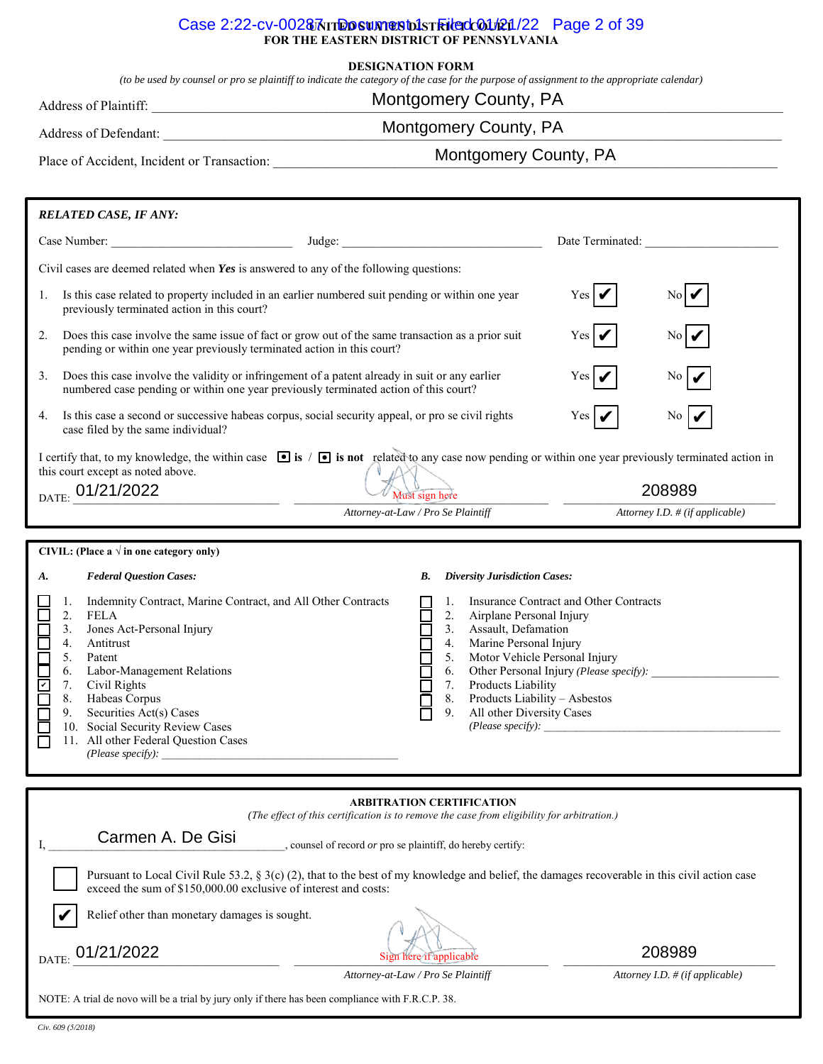UNITED STATES DISTRICT COURT
FOR THE EASTERN DISTRICT OF PENNSYLVANIA

## DESIGNATION FORM

*(to be used by counsel or pro se plaintiff to indicate the category of the case for the purpose of assignment to the appropriate calendar)*

Address of Plaintiff: Montgomery County, PA

Address of Defendant: Montgomery County, PA

Place of Accident, Incident or Transaction: Montgomery County, PA

***RELATED CASE, IF ANY:***

Case Number: ______________ Judge: ______________ Date Terminated: ______________

Civil cases are deemed related when ***Yes*** is answered to any of the following questions:

1. Is this case related to property included in an earlier numbered suit pending or within one year previously terminated action in this court? Yes ✔ No ✔
2. Does this case involve the same issue of fact or grow out of the same transaction as a prior suit pending or within one year previously terminated action in this court? Yes ✔ No ✔
3. Does this case involve the validity or infringement of a patent already in suit or any earlier numbered case pending or within one year previously terminated action of this court? Yes ✔ No ✔
4. Is this case a second or successive habeas corpus, social security appeal, or pro se civil rights case filed by the same individual? Yes ✔ No ✔

I certify that, to my knowledge, the within case ☒ **is** / ☒ **is not** related to any case now pending or within one year previously terminated action in this court except as noted above.

DATE: 01/21/2022 — Must sign here — *Attorney-at-Law / Pro Se Plaintiff* — 208989 *Attorney I.D. # (if applicable)*

**CIVIL: (Place a √ in one category only)**

**A.** ***Federal Question Cases:***

- ☐ 1. Indemnity Contract, Marine Contract, and All Other Contracts
- ☐ 2. FELA
- ☐ 3. Jones Act-Personal Injury
- ☐ 4. Antitrust
- ☐ 5. Patent
- ☐ 6. Labor-Management Relations
- ☑ 7. Civil Rights
- ☐ 8. Habeas Corpus
- ☐ 9. Securities Act(s) Cases
- ☐ 10. Social Security Review Cases
- ☐ 11. All other Federal Question Cases *(Please specify):* ______________

**B.** ***Diversity Jurisdiction Cases:***

- ☐ 1. Insurance Contract and Other Contracts
- ☐ 2. Airplane Personal Injury
- ☐ 3. Assault, Defamation
- ☐ 4. Marine Personal Injury
- ☐ 5. Motor Vehicle Personal Injury
- ☐ 6. Other Personal Injury *(Please specify):* ______________
- ☐ 7. Products Liability
- ☐ 8. Products Liability – Asbestos
- ☐ 9. All other Diversity Cases *(Please specify):* ______________

**ARBITRATION CERTIFICATION**

*(The effect of this certification is to remove the case from eligibility for arbitration.)*

I, Carmen A. De Gisi, counsel of record *or* pro se plaintiff, do hereby certify:

☐ Pursuant to Local Civil Rule 53.2, § 3(c) (2), that to the best of my knowledge and belief, the damages recoverable in this civil action case exceed the sum of $150,000.00 exclusive of interest and costs:

☑ Relief other than monetary damages is sought.

DATE: 01/21/2022 — Sign here if applicable — *Attorney-at-Law / Pro Se Plaintiff* — 208989 *Attorney I.D. # (if applicable)*

NOTE: A trial de novo will be a trial by jury only if there has been compliance with F.R.C.P. 38.

*Civ. 609 (5/2018)*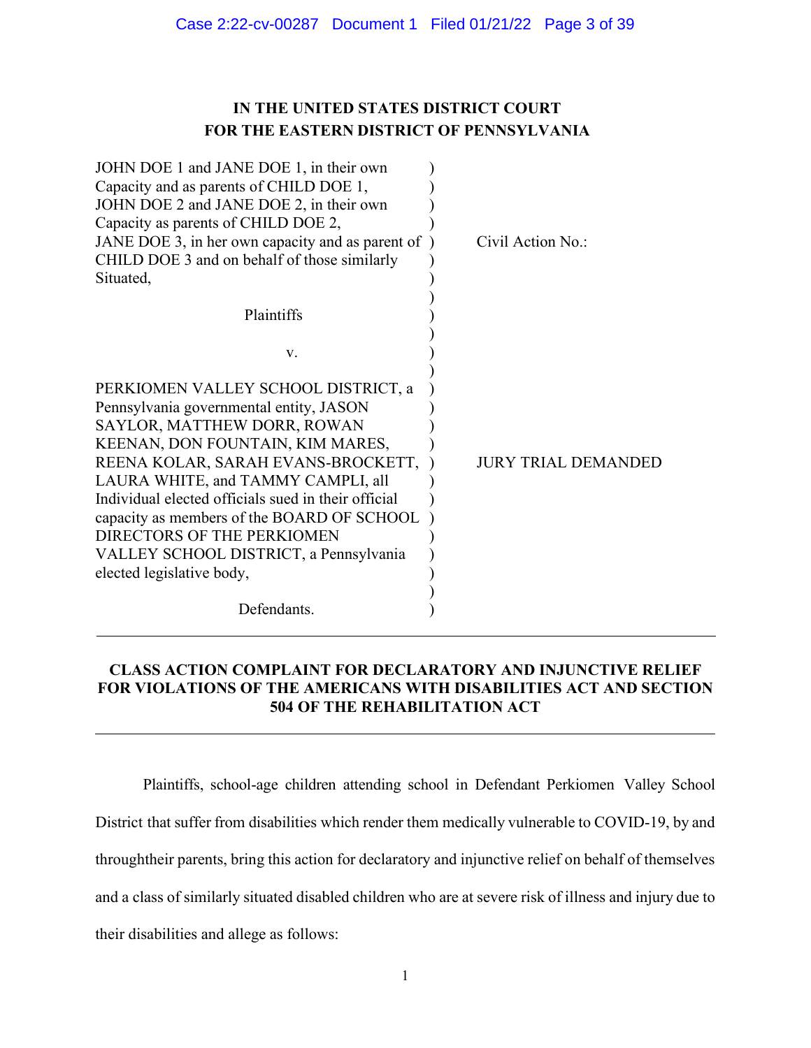**IN THE UNITED STATES DISTRICT COURT**
**FOR THE EASTERN DISTRICT OF PENNSYLVANIA**

| | |
|---|---|
| JOHN DOE 1 and JANE DOE 1, in their own Capacity and as parents of CHILD DOE 1, JOHN DOE 2 and JANE DOE 2, in their own Capacity as parents of CHILD DOE 2, JANE DOE 3, in her own capacity and as parent of CHILD DOE 3 and on behalf of those similarly Situated,<br><br>Plaintiffs<br><br>v.<br><br>PERKIOMEN VALLEY SCHOOL DISTRICT, a Pennsylvania governmental entity, JASON SAYLOR, MATTHEW DORR, ROWAN KEENAN, DON FOUNTAIN, KIM MARES, REENA KOLAR, SARAH EVANS-BROCKETT, LAURA WHITE, and TAMMY CAMPLI, all Individual elected officials sued in their official capacity as members of the BOARD OF SCHOOL DIRECTORS OF THE PERKIOMEN VALLEY SCHOOL DISTRICT, a Pennsylvania elected legislative body,<br><br>Defendants. | Civil Action No.:<br><br>JURY TRIAL DEMANDED |

---

**CLASS ACTION COMPLAINT FOR DECLARATORY AND INJUNCTIVE RELIEF FOR VIOLATIONS OF THE AMERICANS WITH DISABILITIES ACT AND SECTION 504 OF THE REHABILITATION ACT**

---

Plaintiffs, school-age children attending school in Defendant Perkiomen Valley School District that suffer from disabilities which render them medically vulnerable to COVID-19, by and throughtheir parents, bring this action for declaratory and injunctive relief on behalf of themselves and a class of similarly situated disabled children who are at severe risk of illness and injury due to their disabilities and allege as follows: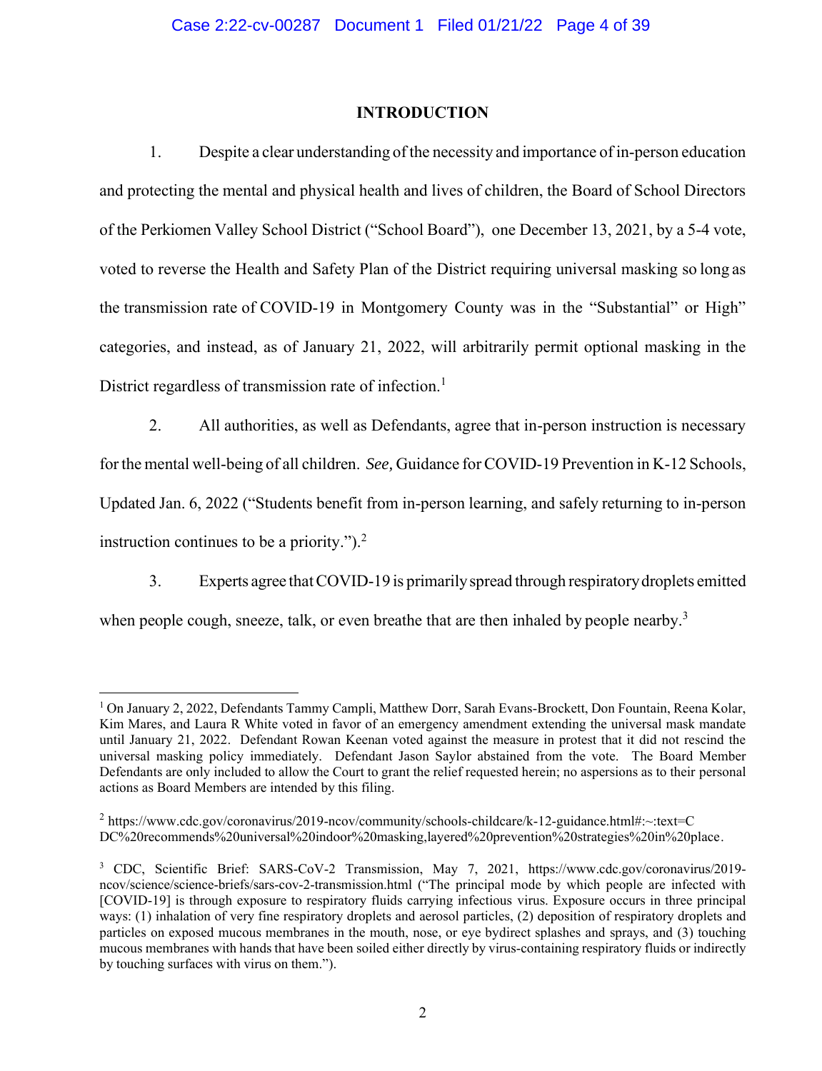## INTRODUCTION

1. Despite a clear understanding of the necessity and importance of in-person education and protecting the mental and physical health and lives of children, the Board of School Directors of the Perkiomen Valley School District ("School Board"), one December 13, 2021, by a 5-4 vote, voted to reverse the Health and Safety Plan of the District requiring universal masking so long as the transmission rate of COVID-19 in Montgomery County was in the "Substantial" or High" categories, and instead, as of January 21, 2022, will arbitrarily permit optional masking in the District regardless of transmission rate of infection.[1]

2. All authorities, as well as Defendants, agree that in-person instruction is necessary for the mental well-being of all children. *See*, Guidance for COVID-19 Prevention in K-12 Schools, Updated Jan. 6, 2022 ("Students benefit from in-person learning, and safely returning to in-person instruction continues to be a priority.").[2]

3. Experts agree that COVID-19 is primarily spread through respiratory droplets emitted when people cough, sneeze, talk, or even breathe that are then inhaled by people nearby.[3]

---

[1] On January 2, 2022, Defendants Tammy Campli, Matthew Dorr, Sarah Evans-Brockett, Don Fountain, Reena Kolar, Kim Mares, and Laura R White voted in favor of an emergency amendment extending the universal mask mandate until January 21, 2022. Defendant Rowan Keenan voted against the measure in protest that it did not rescind the universal masking policy immediately. Defendant Jason Saylor abstained from the vote. The Board Member Defendants are only included to allow the Court to grant the relief requested herein; no aspersions as to their personal actions as Board Members are intended by this filing.

[2] https://www.cdc.gov/coronavirus/2019-ncov/community/schools-childcare/k-12-guidance.html#:~:text=CDC%20recommends%20universal%20indoor%20masking,layered%20prevention%20strategies%20in%20place.

[3] CDC, Scientific Brief: SARS-CoV-2 Transmission, May 7, 2021, https://www.cdc.gov/coronavirus/2019-ncov/science/science-briefs/sars-cov-2-transmission.html ("The principal mode by which people are infected with [COVID-19] is through exposure to respiratory fluids carrying infectious virus. Exposure occurs in three principal ways: (1) inhalation of very fine respiratory droplets and aerosol particles, (2) deposition of respiratory droplets and particles on exposed mucous membranes in the mouth, nose, or eye bydirect splashes and sprays, and (3) touching mucous membranes with hands that have been soiled either directly by virus-containing respiratory fluids or indirectly by touching surfaces with virus on them.").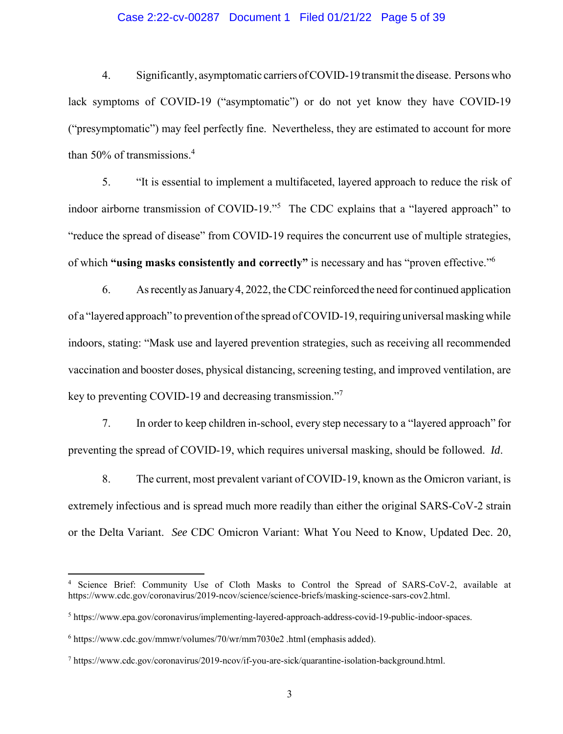4. Significantly, asymptomatic carriers of COVID-19 transmit the disease. Persons who lack symptoms of COVID-19 ("asymptomatic") or do not yet know they have COVID-19 ("presymptomatic") may feel perfectly fine. Nevertheless, they are estimated to account for more than 50% of transmissions.[4]

5. "It is essential to implement a multifaceted, layered approach to reduce the risk of indoor airborne transmission of COVID-19."[5] The CDC explains that a "layered approach" to "reduce the spread of disease" from COVID-19 requires the concurrent use of multiple strategies, of which **"using masks consistently and correctly"** is necessary and has "proven effective."[6]

6. As recently as January 4, 2022, the CDC reinforced the need for continued application of a "layered approach" to prevention of the spread of COVID-19, requiring universal masking while indoors, stating: "Mask use and layered prevention strategies, such as receiving all recommended vaccination and booster doses, physical distancing, screening testing, and improved ventilation, are key to preventing COVID-19 and decreasing transmission."[7]

7. In order to keep children in-school, every step necessary to a "layered approach" for preventing the spread of COVID-19, which requires universal masking, should be followed. *Id*.

8. The current, most prevalent variant of COVID-19, known as the Omicron variant, is extremely infectious and is spread much more readily than either the original SARS-CoV-2 strain or the Delta Variant. *See* CDC Omicron Variant: What You Need to Know, Updated Dec. 20,

---

[4] Science Brief: Community Use of Cloth Masks to Control the Spread of SARS-CoV-2, available at https://www.cdc.gov/coronavirus/2019-ncov/science/science-briefs/masking-science-sars-cov2.html.

[5] https://www.epa.gov/coronavirus/implementing-layered-approach-address-covid-19-public-indoor-spaces.

[6] https://www.cdc.gov/mmwr/volumes/70/wr/mm7030e2 .html (emphasis added).

[7] https://www.cdc.gov/coronavirus/2019-ncov/if-you-are-sick/quarantine-isolation-background.html.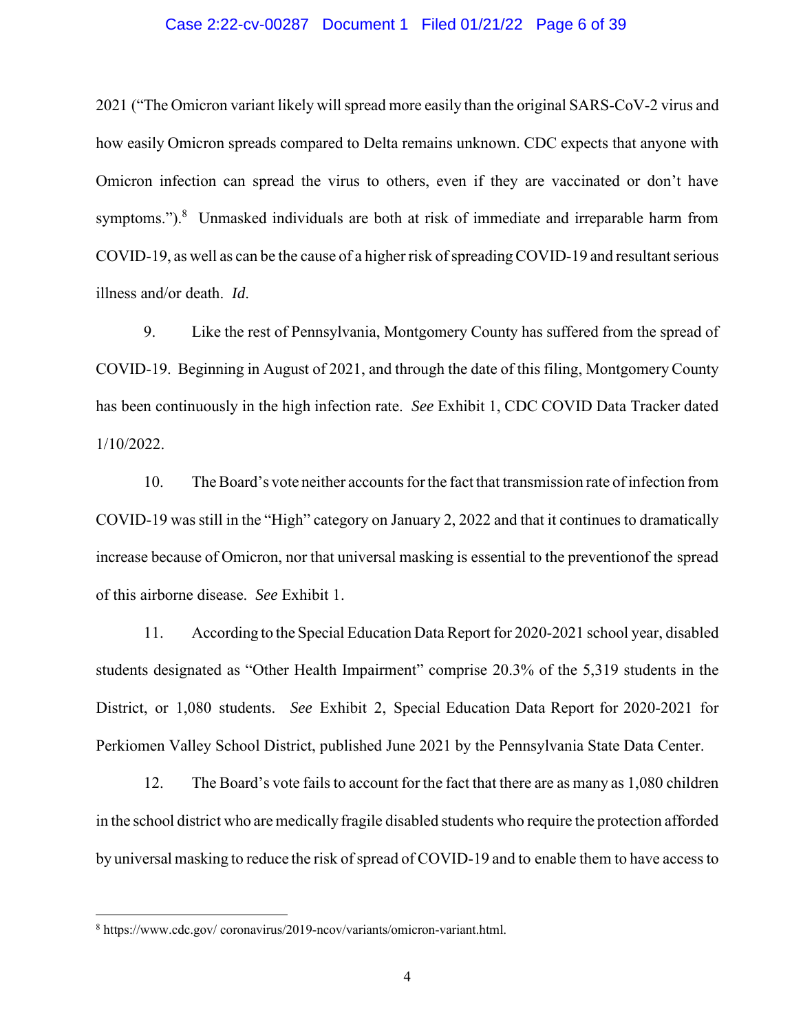2021 ("The Omicron variant likely will spread more easily than the original SARS-CoV-2 virus and how easily Omicron spreads compared to Delta remains unknown. CDC expects that anyone with Omicron infection can spread the virus to others, even if they are vaccinated or don't have symptoms.").[8] Unmasked individuals are both at risk of immediate and irreparable harm from COVID-19, as well as can be the cause of a higher risk of spreading COVID-19 and resultant serious illness and/or death. *Id*.

9. Like the rest of Pennsylvania, Montgomery County has suffered from the spread of COVID-19. Beginning in August of 2021, and through the date of this filing, Montgomery County has been continuously in the high infection rate. *See* Exhibit 1, CDC COVID Data Tracker dated 1/10/2022.

10. The Board's vote neither accounts for the fact that transmission rate of infection from COVID-19 was still in the "High" category on January 2, 2022 and that it continues to dramatically increase because of Omicron, nor that universal masking is essential to the preventionof the spread of this airborne disease. *See* Exhibit 1.

11. According to the Special Education Data Report for 2020-2021 school year, disabled students designated as "Other Health Impairment" comprise 20.3% of the 5,319 students in the District, or 1,080 students. *See* Exhibit 2, Special Education Data Report for 2020-2021 for Perkiomen Valley School District, published June 2021 by the Pennsylvania State Data Center.

12. The Board's vote fails to account for the fact that there are as many as 1,080 children in the school district who are medically fragile disabled students who require the protection afforded by universal masking to reduce the risk of spread of COVID-19 and to enable them to have access to

---

[8] https://www.cdc.gov/ coronavirus/2019-ncov/variants/omicron-variant.html.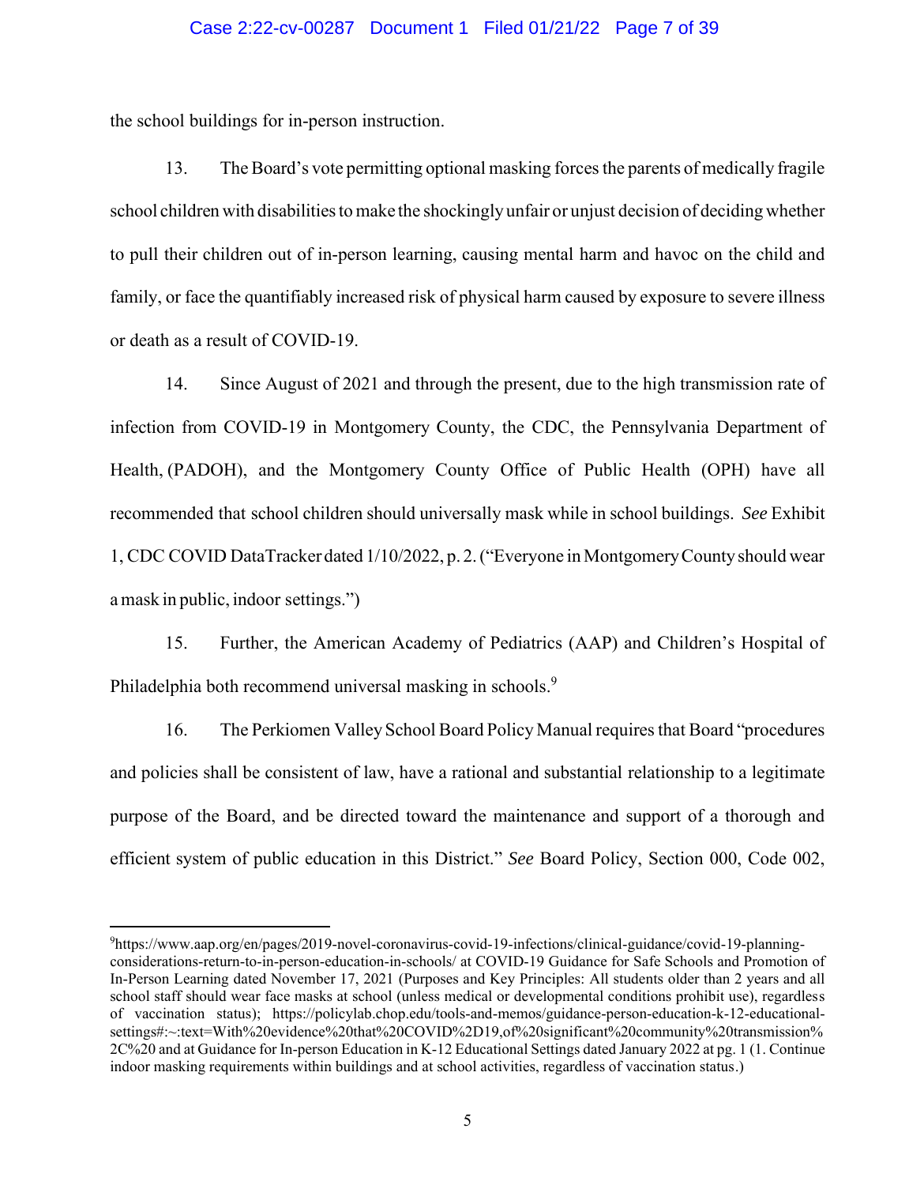the school buildings for in-person instruction.

13. The Board's vote permitting optional masking forces the parents of medically fragile school children with disabilities to make the shockingly unfair or unjust decision of deciding whether to pull their children out of in-person learning, causing mental harm and havoc on the child and family, or face the quantifiably increased risk of physical harm caused by exposure to severe illness or death as a result of COVID-19.

14. Since August of 2021 and through the present, due to the high transmission rate of infection from COVID-19 in Montgomery County, the CDC, the Pennsylvania Department of Health, (PADOH), and the Montgomery County Office of Public Health (OPH) have all recommended that school children should universally mask while in school buildings. *See* Exhibit 1, CDC COVID DataTracker dated 1/10/2022, p. 2. ("Everyone in Montgomery County should wear a mask in public, indoor settings.")

15. Further, the American Academy of Pediatrics (AAP) and Children's Hospital of Philadelphia both recommend universal masking in schools.[9]

16. The Perkiomen Valley School Board Policy Manual requires that Board "procedures and policies shall be consistent of law, have a rational and substantial relationship to a legitimate purpose of the Board, and be directed toward the maintenance and support of a thorough and efficient system of public education in this District." *See* Board Policy, Section 000, Code 002,

---

[9] https://www.aap.org/en/pages/2019-novel-coronavirus-covid-19-infections/clinical-guidance/covid-19-planning-considerations-return-to-in-person-education-in-schools/ at COVID-19 Guidance for Safe Schools and Promotion of In-Person Learning dated November 17, 2021 (Purposes and Key Principles: All students older than 2 years and all school staff should wear face masks at school (unless medical or developmental conditions prohibit use), regardless of vaccination status); https://policylab.chop.edu/tools-and-memos/guidance-person-education-k-12-educational-settings#:~:text=With%20evidence%20that%20COVID%2D19,of%20significant%20community%20transmission%2C%20 and at Guidance for In-person Education in K-12 Educational Settings dated January 2022 at pg. 1 (1. Continue indoor masking requirements within buildings and at school activities, regardless of vaccination status.)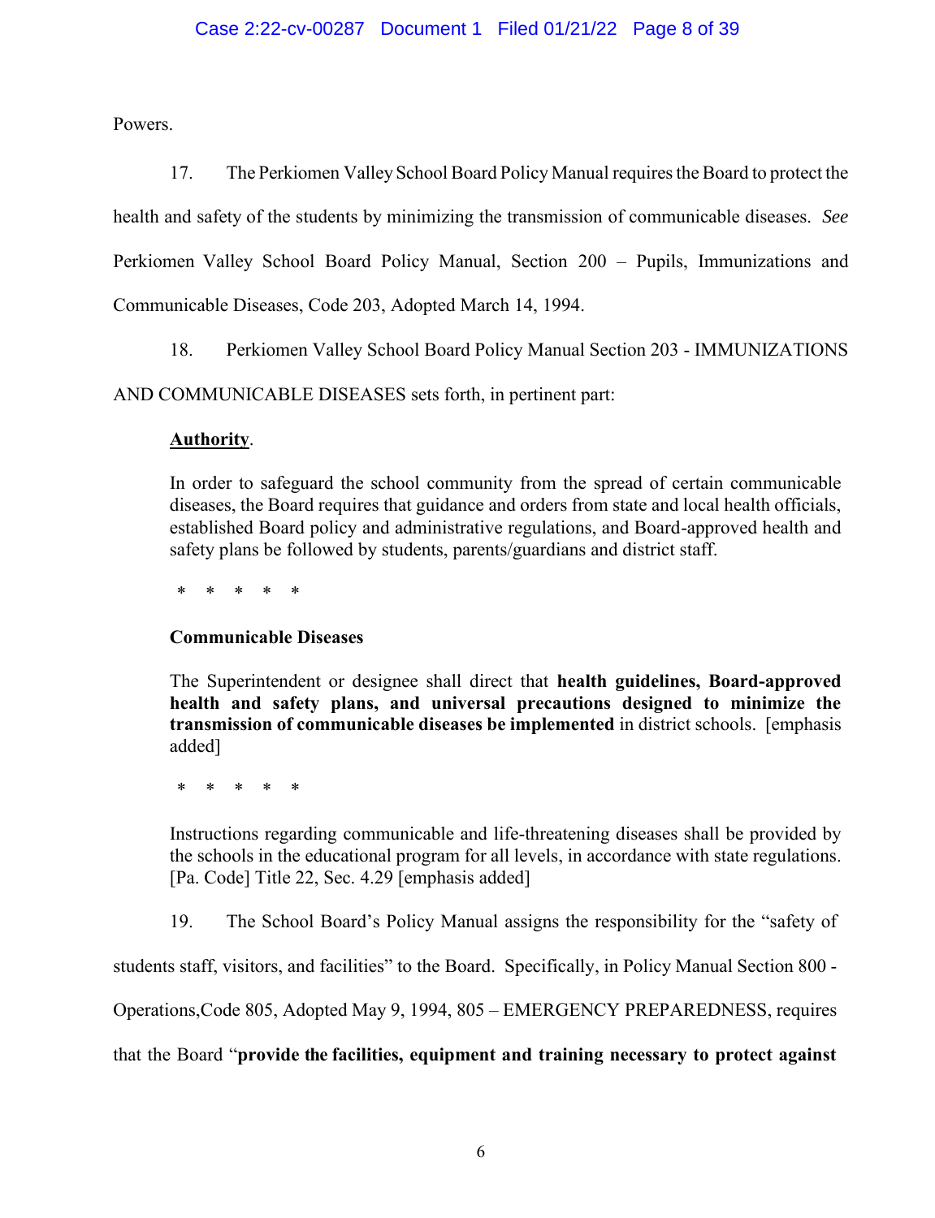Powers.

17. The Perkiomen Valley School Board Policy Manual requires the Board to protect the health and safety of the students by minimizing the transmission of communicable diseases. *See* Perkiomen Valley School Board Policy Manual, Section 200 – Pupils, Immunizations and Communicable Diseases, Code 203, Adopted March 14, 1994.

18. Perkiomen Valley School Board Policy Manual Section 203 - IMMUNIZATIONS AND COMMUNICABLE DISEASES sets forth, in pertinent part:

> **Authority**.
>
> In order to safeguard the school community from the spread of certain communicable diseases, the Board requires that guidance and orders from state and local health officials, established Board policy and administrative regulations, and Board-approved health and safety plans be followed by students, parents/guardians and district staff.
>
> \* \* \* \* \*
>
> **Communicable Diseases**
>
> The Superintendent or designee shall direct that **health guidelines, Board-approved health and safety plans, and universal precautions designed to minimize the transmission of communicable diseases be implemented** in district schools. [emphasis added]
>
> \* \* \* \* \*
>
> Instructions regarding communicable and life-threatening diseases shall be provided by the schools in the educational program for all levels, in accordance with state regulations. [Pa. Code] Title 22, Sec. 4.29 [emphasis added]

19. The School Board's Policy Manual assigns the responsibility for the "safety of students staff, visitors, and facilities" to the Board. Specifically, in Policy Manual Section 800 - Operations,Code 805, Adopted May 9, 1994, 805 – EMERGENCY PREPAREDNESS, requires that the Board "**provide the facilities, equipment and training necessary to protect against**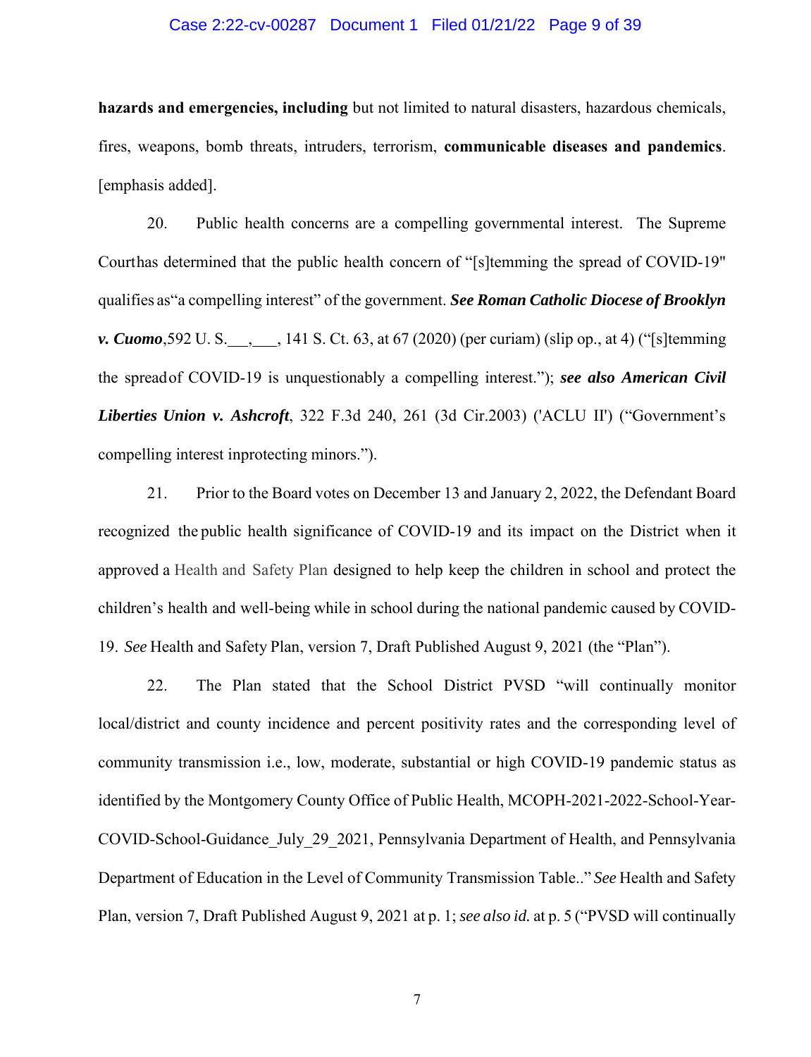**hazards and emergencies, including** but not limited to natural disasters, hazardous chemicals, fires, weapons, bomb threats, intruders, terrorism, **communicable diseases and pandemics**. [emphasis added].

20. Public health concerns are a compelling governmental interest. The Supreme Courthas determined that the public health concern of "[s]temming the spread of COVID-19" qualifies as"a compelling interest" of the government. ***See Roman Catholic Diocese of Brooklyn v. Cuomo***,592 U. S.___,___, 141 S. Ct. 63, at 67 (2020) (per curiam) (slip op., at 4) ("[s]temming the spreadof COVID-19 is unquestionably a compelling interest."); ***see also American Civil Liberties Union v. Ashcroft***, 322 F.3d 240, 261 (3d Cir.2003) ('ACLU II') ("Government's compelling interest inprotecting minors.").

21. Prior to the Board votes on December 13 and January 2, 2022, the Defendant Board recognized the public health significance of COVID-19 and its impact on the District when it approved a Health and Safety Plan designed to help keep the children in school and protect the children's health and well-being while in school during the national pandemic caused by COVID-19. *See* Health and Safety Plan, version 7, Draft Published August 9, 2021 (the "Plan").

22. The Plan stated that the School District PVSD "will continually monitor local/district and county incidence and percent positivity rates and the corresponding level of community transmission i.e., low, moderate, substantial or high COVID-19 pandemic status as identified by the Montgomery County Office of Public Health, MCOPH-2021-2022-School-Year-COVID-School-Guidance_July_29_2021, Pennsylvania Department of Health, and Pennsylvania Department of Education in the Level of Community Transmission Table.." *See* Health and Safety Plan, version 7, Draft Published August 9, 2021 at p. 1; *see also id.* at p. 5 ("PVSD will continually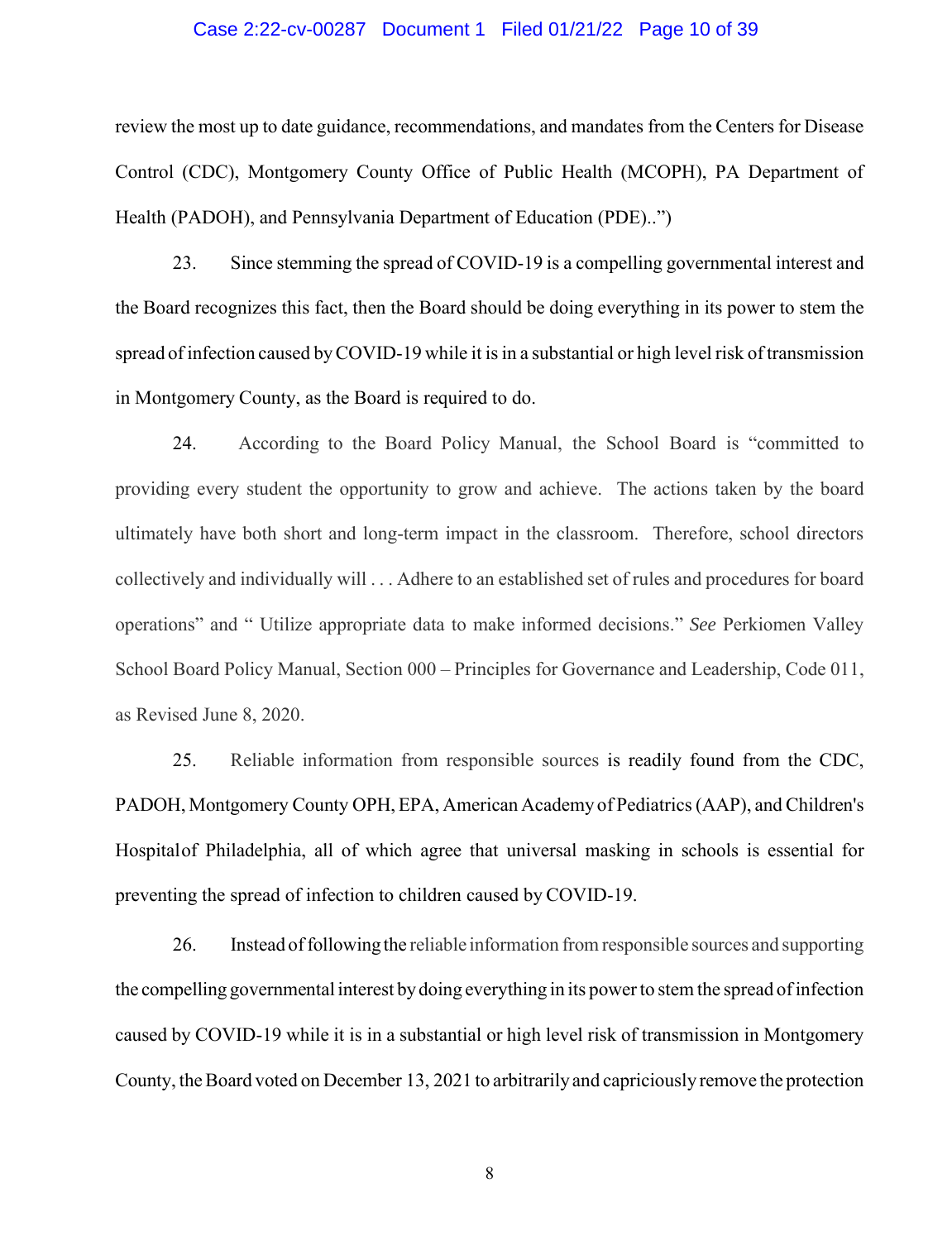review the most up to date guidance, recommendations, and mandates from the Centers for Disease Control (CDC), Montgomery County Office of Public Health (MCOPH), PA Department of Health (PADOH), and Pennsylvania Department of Education (PDE)..")

23. Since stemming the spread of COVID-19 is a compelling governmental interest and the Board recognizes this fact, then the Board should be doing everything in its power to stem the spread of infection caused by COVID-19 while it is in a substantial or high level risk of transmission in Montgomery County, as the Board is required to do.

24. According to the Board Policy Manual, the School Board is "committed to providing every student the opportunity to grow and achieve. The actions taken by the board ultimately have both short and long-term impact in the classroom. Therefore, school directors collectively and individually will . . . Adhere to an established set of rules and procedures for board operations" and " Utilize appropriate data to make informed decisions." *See* Perkiomen Valley School Board Policy Manual, Section 000 – Principles for Governance and Leadership, Code 011, as Revised June 8, 2020.

25. Reliable information from responsible sources is readily found from the CDC, PADOH, Montgomery County OPH, EPA, American Academy of Pediatrics (AAP), and Children's Hospital of Philadelphia, all of which agree that universal masking in schools is essential for preventing the spread of infection to children caused by COVID-19.

26. Instead of following the reliable information from responsible sources and supporting the compelling governmental interest by doing everything in its power to stem the spread of infection caused by COVID-19 while it is in a substantial or high level risk of transmission in Montgomery County, the Board voted on December 13, 2021 to arbitrarily and capriciously remove the protection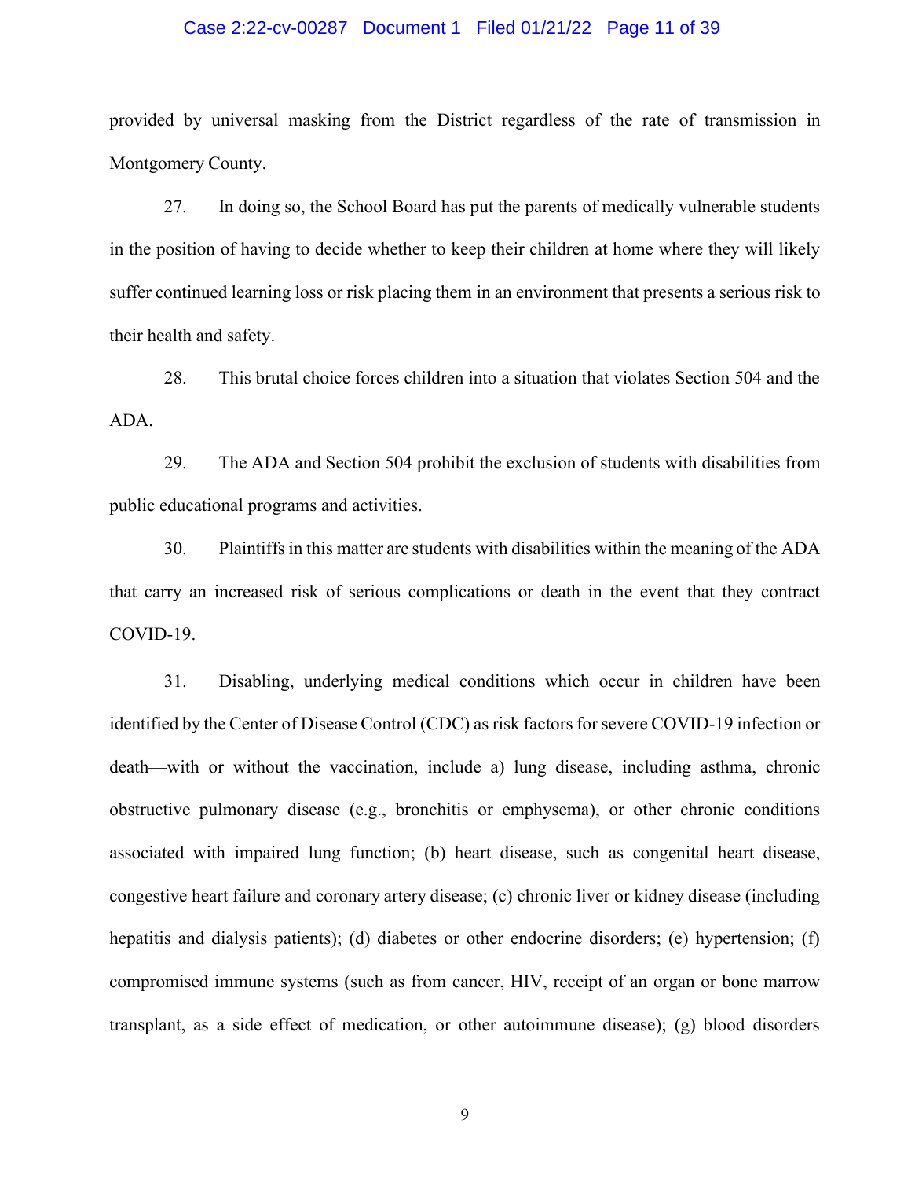provided by universal masking from the District regardless of the rate of transmission in Montgomery County.

27. In doing so, the School Board has put the parents of medically vulnerable students in the position of having to decide whether to keep their children at home where they will likely suffer continued learning loss or risk placing them in an environment that presents a serious risk to their health and safety.

28. This brutal choice forces children into a situation that violates Section 504 and the ADA.

29. The ADA and Section 504 prohibit the exclusion of students with disabilities from public educational programs and activities.

30. Plaintiffs in this matter are students with disabilities within the meaning of the ADA that carry an increased risk of serious complications or death in the event that they contract COVID-19.

31. Disabling, underlying medical conditions which occur in children have been identified by the Center of Disease Control (CDC) as risk factors for severe COVID-19 infection or death—with or without the vaccination, include a) lung disease, including asthma, chronic obstructive pulmonary disease (e.g., bronchitis or emphysema), or other chronic conditions associated with impaired lung function; (b) heart disease, such as congenital heart disease, congestive heart failure and coronary artery disease; (c) chronic liver or kidney disease (including hepatitis and dialysis patients); (d) diabetes or other endocrine disorders; (e) hypertension; (f) compromised immune systems (such as from cancer, HIV, receipt of an organ or bone marrow transplant, as a side effect of medication, or other autoimmune disease); (g) blood disorders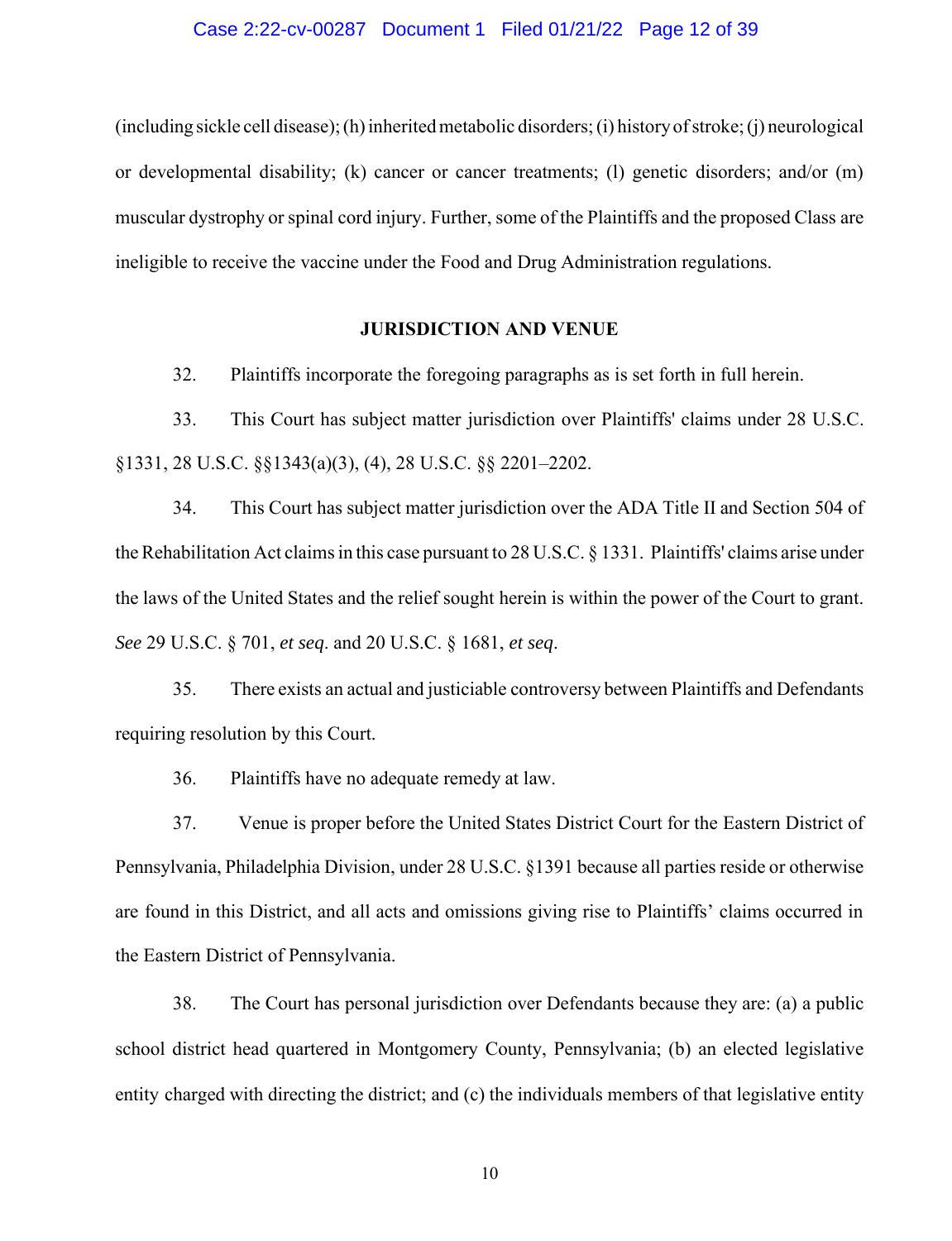(including sickle cell disease); (h) inherited metabolic disorders; (i) history of stroke; (j) neurological or developmental disability; (k) cancer or cancer treatments; (l) genetic disorders; and/or (m) muscular dystrophy or spinal cord injury. Further, some of the Plaintiffs and the proposed Class are ineligible to receive the vaccine under the Food and Drug Administration regulations.

## JURISDICTION AND VENUE

32. Plaintiffs incorporate the foregoing paragraphs as is set forth in full herein.

33. This Court has subject matter jurisdiction over Plaintiffs' claims under 28 U.S.C. §1331, 28 U.S.C. §§1343(a)(3), (4), 28 U.S.C. §§ 2201–2202.

34. This Court has subject matter jurisdiction over the ADA Title II and Section 504 of the Rehabilitation Act claims in this case pursuant to 28 U.S.C. § 1331. Plaintiffs' claims arise under the laws of the United States and the relief sought herein is within the power of the Court to grant. *See* 29 U.S.C. § 701, *et seq.* and 20 U.S.C. § 1681, *et seq*.

35. There exists an actual and justiciable controversy between Plaintiffs and Defendants requiring resolution by this Court.

36. Plaintiffs have no adequate remedy at law.

37. Venue is proper before the United States District Court for the Eastern District of Pennsylvania, Philadelphia Division, under 28 U.S.C. §1391 because all parties reside or otherwise are found in this District, and all acts and omissions giving rise to Plaintiffs' claims occurred in the Eastern District of Pennsylvania.

38. The Court has personal jurisdiction over Defendants because they are: (a) a public school district head quartered in Montgomery County, Pennsylvania; (b) an elected legislative entity charged with directing the district; and (c) the individuals members of that legislative entity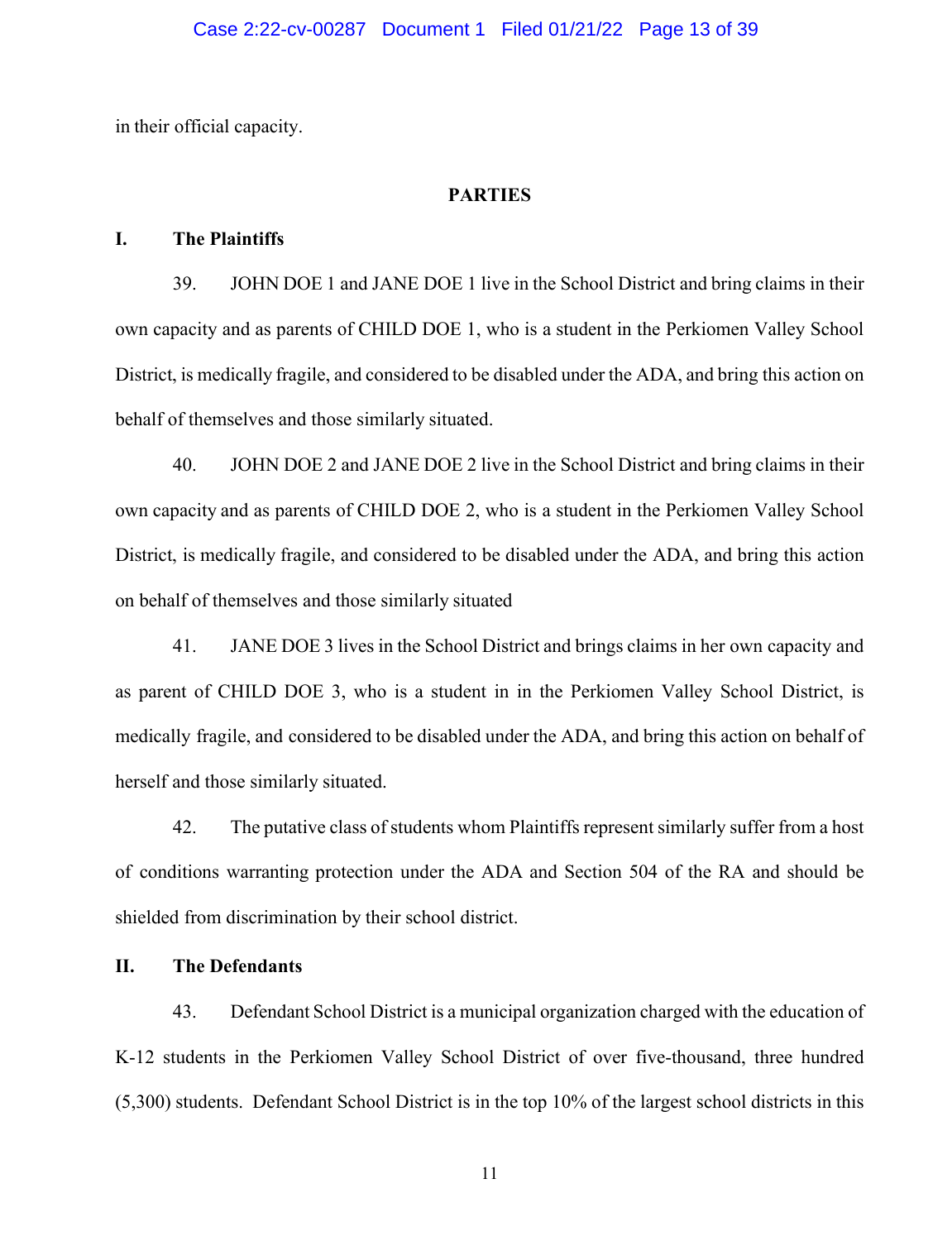in their official capacity.

## PARTIES

### I. The Plaintiffs

39. JOHN DOE 1 and JANE DOE 1 live in the School District and bring claims in their own capacity and as parents of CHILD DOE 1, who is a student in the Perkiomen Valley School District, is medically fragile, and considered to be disabled under the ADA, and bring this action on behalf of themselves and those similarly situated.

40. JOHN DOE 2 and JANE DOE 2 live in the School District and bring claims in their own capacity and as parents of CHILD DOE 2, who is a student in the Perkiomen Valley School District, is medically fragile, and considered to be disabled under the ADA, and bring this action on behalf of themselves and those similarly situated

41. JANE DOE 3 lives in the School District and brings claims in her own capacity and as parent of CHILD DOE 3, who is a student in in the Perkiomen Valley School District, is medically fragile, and considered to be disabled under the ADA, and bring this action on behalf of herself and those similarly situated.

42. The putative class of students whom Plaintiffs represent similarly suffer from a host of conditions warranting protection under the ADA and Section 504 of the RA and should be shielded from discrimination by their school district.

### II. The Defendants

43. Defendant School District is a municipal organization charged with the education of K-12 students in the Perkiomen Valley School District of over five-thousand, three hundred (5,300) students. Defendant School District is in the top 10% of the largest school districts in this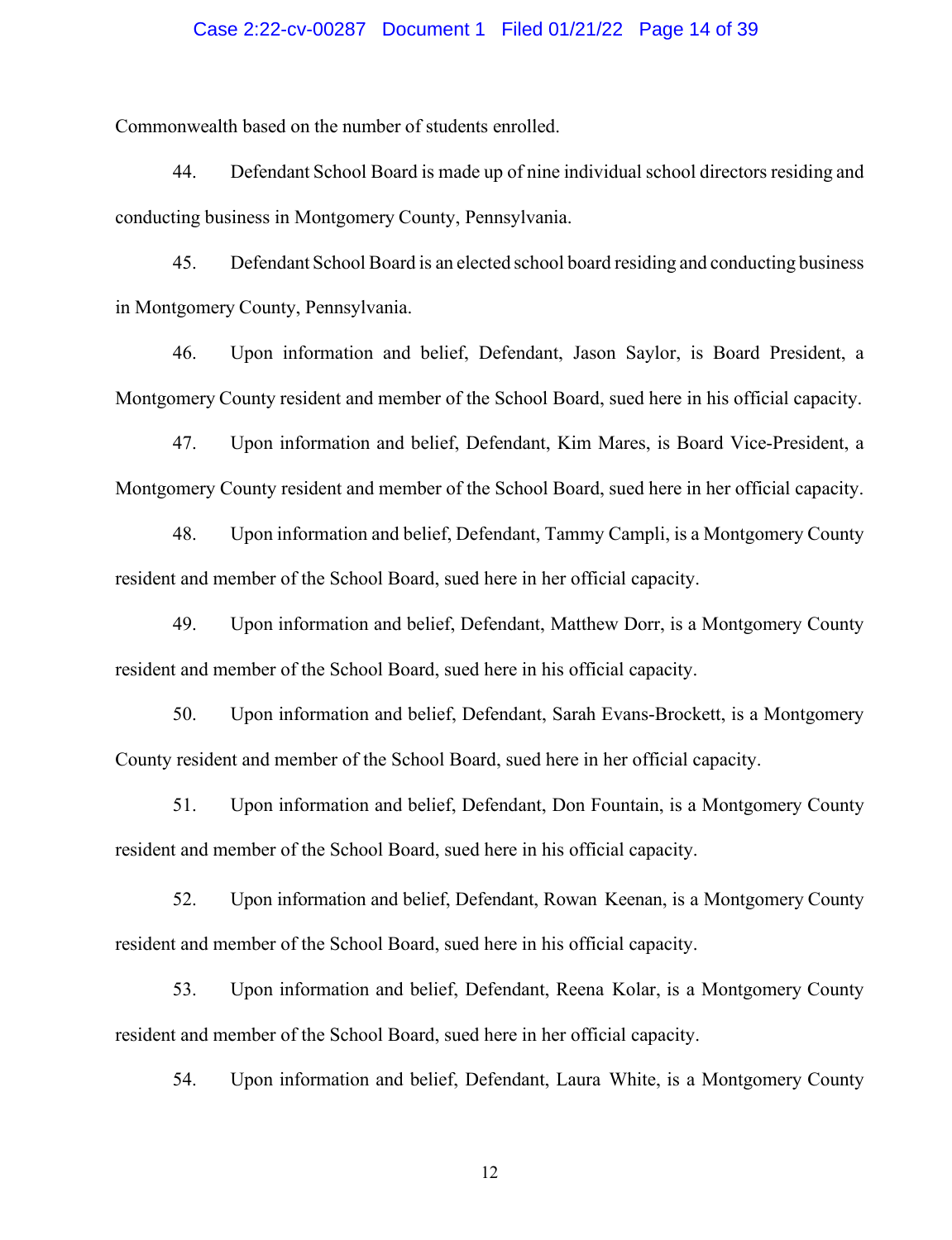Commonwealth based on the number of students enrolled.

44. Defendant School Board is made up of nine individual school directors residing and conducting business in Montgomery County, Pennsylvania.

45. Defendant School Board is an elected school board residing and conducting business in Montgomery County, Pennsylvania.

46. Upon information and belief, Defendant, Jason Saylor, is Board President, a Montgomery County resident and member of the School Board, sued here in his official capacity.

47. Upon information and belief, Defendant, Kim Mares, is Board Vice-President, a Montgomery County resident and member of the School Board, sued here in her official capacity.

48. Upon information and belief, Defendant, Tammy Campli, is a Montgomery County resident and member of the School Board, sued here in her official capacity.

49. Upon information and belief, Defendant, Matthew Dorr, is a Montgomery County resident and member of the School Board, sued here in his official capacity.

50. Upon information and belief, Defendant, Sarah Evans-Brockett, is a Montgomery County resident and member of the School Board, sued here in her official capacity.

51. Upon information and belief, Defendant, Don Fountain, is a Montgomery County resident and member of the School Board, sued here in his official capacity.

52. Upon information and belief, Defendant, Rowan Keenan, is a Montgomery County resident and member of the School Board, sued here in his official capacity.

53. Upon information and belief, Defendant, Reena Kolar, is a Montgomery County resident and member of the School Board, sued here in her official capacity.

54. Upon information and belief, Defendant, Laura White, is a Montgomery County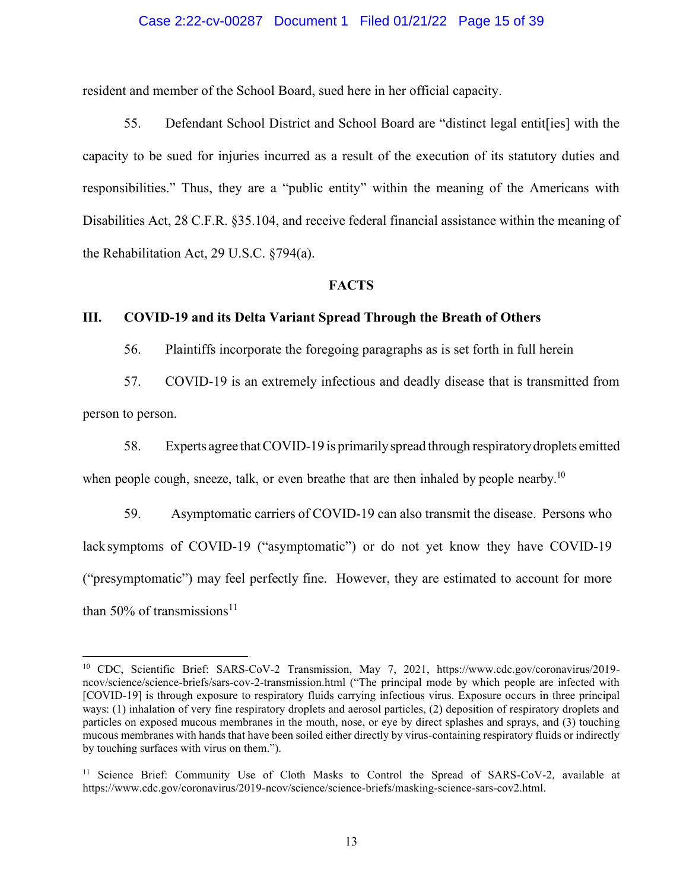resident and member of the School Board, sued here in her official capacity.

55. Defendant School District and School Board are "distinct legal entit[ies] with the capacity to be sued for injuries incurred as a result of the execution of its statutory duties and responsibilities." Thus, they are a "public entity" within the meaning of the Americans with Disabilities Act, 28 C.F.R. §35.104, and receive federal financial assistance within the meaning of the Rehabilitation Act, 29 U.S.C. §794(a).

## FACTS

### III. COVID-19 and its Delta Variant Spread Through the Breath of Others

56. Plaintiffs incorporate the foregoing paragraphs as is set forth in full herein

57. COVID-19 is an extremely infectious and deadly disease that is transmitted from person to person.

58. Experts agree that COVID-19 is primarily spread through respiratory droplets emitted when people cough, sneeze, talk, or even breathe that are then inhaled by people nearby.[10]

59. Asymptomatic carriers of COVID-19 can also transmit the disease. Persons who lack symptoms of COVID-19 ("asymptomatic") or do not yet know they have COVID-19 ("presymptomatic") may feel perfectly fine. However, they are estimated to account for more than 50% of transmissions[11]

---

[10] CDC, Scientific Brief: SARS-CoV-2 Transmission, May 7, 2021, https://www.cdc.gov/coronavirus/2019-ncov/science/science-briefs/sars-cov-2-transmission.html ("The principal mode by which people are infected with [COVID-19] is through exposure to respiratory fluids carrying infectious virus. Exposure occurs in three principal ways: (1) inhalation of very fine respiratory droplets and aerosol particles, (2) deposition of respiratory droplets and particles on exposed mucous membranes in the mouth, nose, or eye by direct splashes and sprays, and (3) touching mucous membranes with hands that have been soiled either directly by virus-containing respiratory fluids or indirectly by touching surfaces with virus on them.").

[11] Science Brief: Community Use of Cloth Masks to Control the Spread of SARS-CoV-2, available at https://www.cdc.gov/coronavirus/2019-ncov/science/science-briefs/masking-science-sars-cov2.html.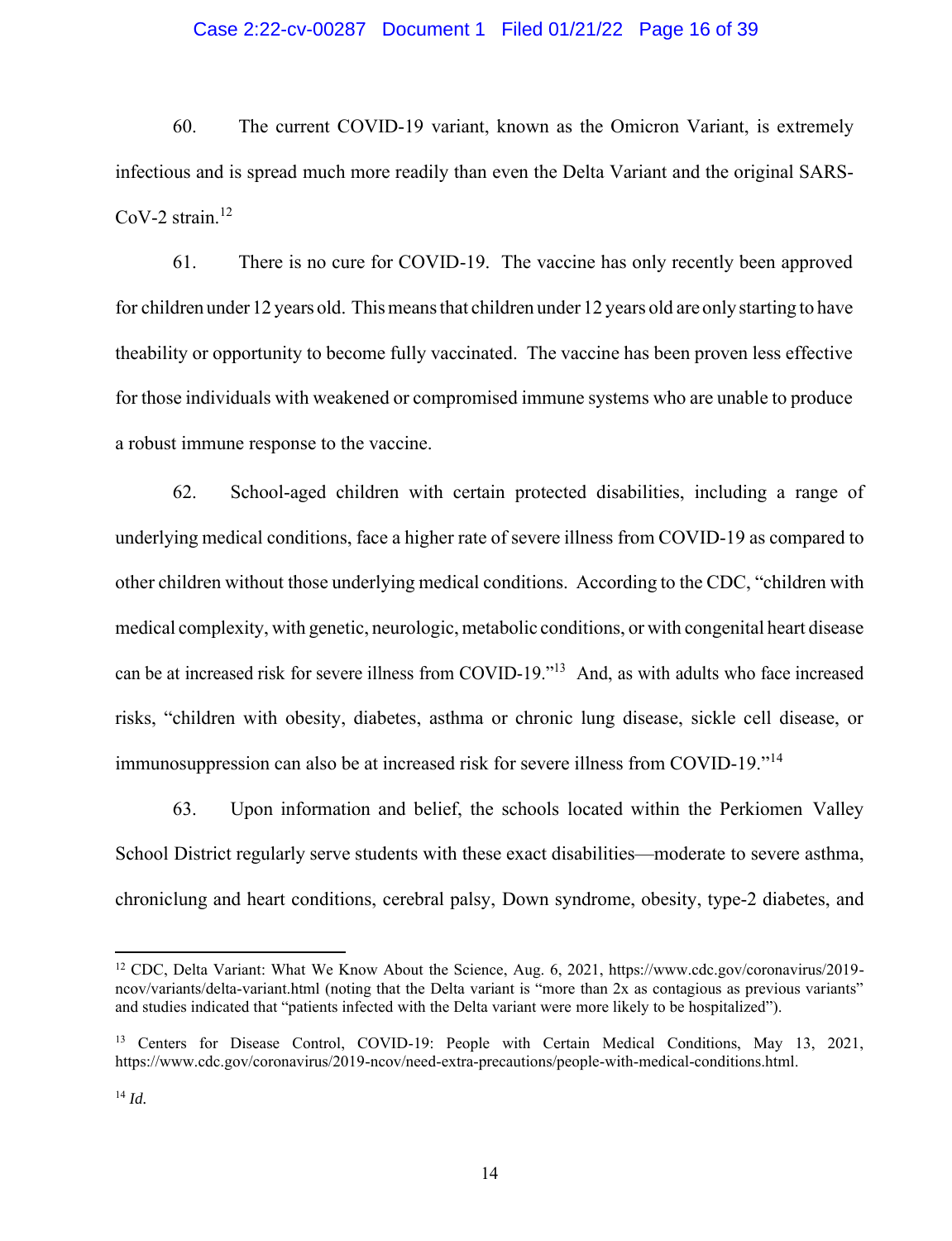60. The current COVID-19 variant, known as the Omicron Variant, is extremely infectious and is spread much more readily than even the Delta Variant and the original SARS-CoV-2 strain.[12]

61. There is no cure for COVID-19. The vaccine has only recently been approved for children under 12 years old. This means that children under 12 years old are only starting to have theability or opportunity to become fully vaccinated. The vaccine has been proven less effective for those individuals with weakened or compromised immune systems who are unable to produce a robust immune response to the vaccine.

62. School-aged children with certain protected disabilities, including a range of underlying medical conditions, face a higher rate of severe illness from COVID-19 as compared to other children without those underlying medical conditions. According to the CDC, "children with medical complexity, with genetic, neurologic, metabolic conditions, or with congenital heart disease can be at increased risk for severe illness from COVID-19."[13] And, as with adults who face increased risks, "children with obesity, diabetes, asthma or chronic lung disease, sickle cell disease, or immunosuppression can also be at increased risk for severe illness from COVID-19."[14]

63. Upon information and belief, the schools located within the Perkiomen Valley School District regularly serve students with these exact disabilities—moderate to severe asthma, chroniclung and heart conditions, cerebral palsy, Down syndrome, obesity, type-2 diabetes, and

---

[12] CDC, Delta Variant: What We Know About the Science, Aug. 6, 2021, https://www.cdc.gov/coronavirus/2019-ncov/variants/delta-variant.html (noting that the Delta variant is "more than 2x as contagious as previous variants" and studies indicated that "patients infected with the Delta variant were more likely to be hospitalized").

[13] Centers for Disease Control, COVID-19: People with Certain Medical Conditions, May 13, 2021, https://www.cdc.gov/coronavirus/2019-ncov/need-extra-precautions/people-with-medical-conditions.html.

[14] *Id.*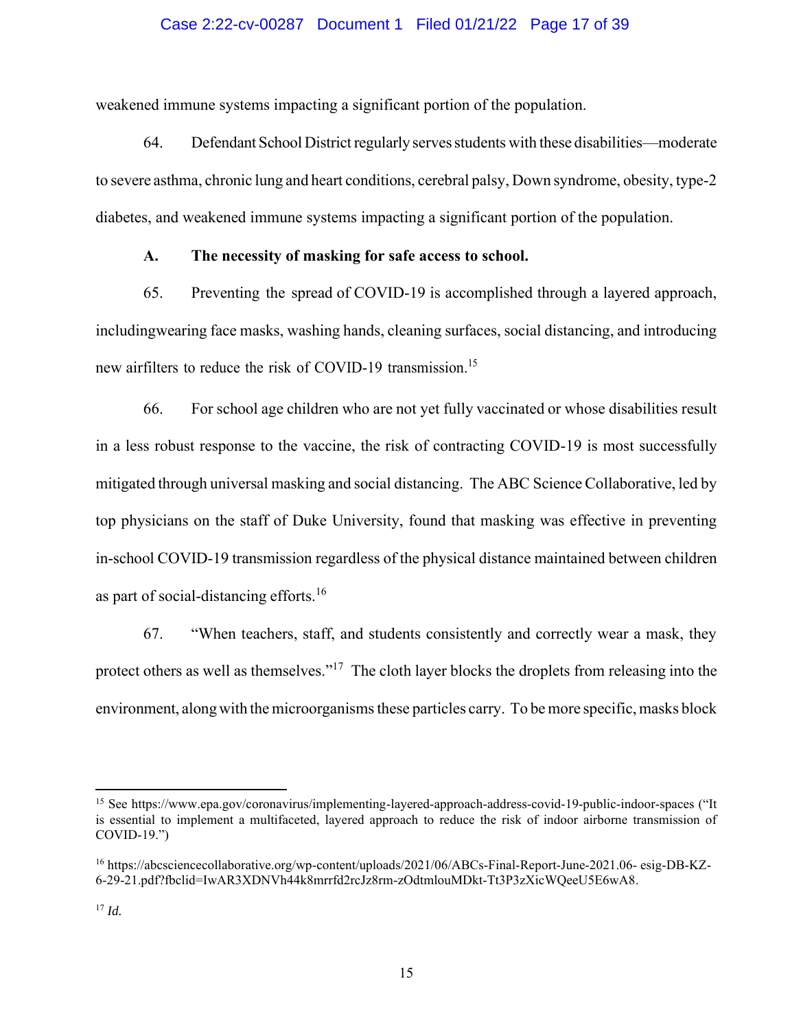weakened immune systems impacting a significant portion of the population.

64. Defendant School District regularly serves students with these disabilities—moderate to severe asthma, chronic lung and heart conditions, cerebral palsy, Down syndrome, obesity, type-2 diabetes, and weakened immune systems impacting a significant portion of the population.

### A. The necessity of masking for safe access to school.

65. Preventing the spread of COVID-19 is accomplished through a layered approach, includingwearing face masks, washing hands, cleaning surfaces, social distancing, and introducing new airfilters to reduce the risk of COVID-19 transmission.[15]

66. For school age children who are not yet fully vaccinated or whose disabilities result in a less robust response to the vaccine, the risk of contracting COVID-19 is most successfully mitigated through universal masking and social distancing. The ABC Science Collaborative, led by top physicians on the staff of Duke University, found that masking was effective in preventing in-school COVID-19 transmission regardless of the physical distance maintained between children as part of social-distancing efforts.[16]

67. "When teachers, staff, and students consistently and correctly wear a mask, they protect others as well as themselves."[17] The cloth layer blocks the droplets from releasing into the environment, along with the microorganisms these particles carry. To be more specific, masks block

---

[15] See https://www.epa.gov/coronavirus/implementing-layered-approach-address-covid-19-public-indoor-spaces ("It is essential to implement a multifaceted, layered approach to reduce the risk of indoor airborne transmission of COVID-19.")

[16] https://abcsciencecollaborative.org/wp-content/uploads/2021/06/ABCs-Final-Report-June-2021.06- esig-DB-KZ-6-29-21.pdf?fbclid=IwAR3XDNVh44k8mrrfd2rcJz8rm-zOdtmlouMDkt-Tt3P3zXicWQeeU5E6wA8.

[17] *Id.*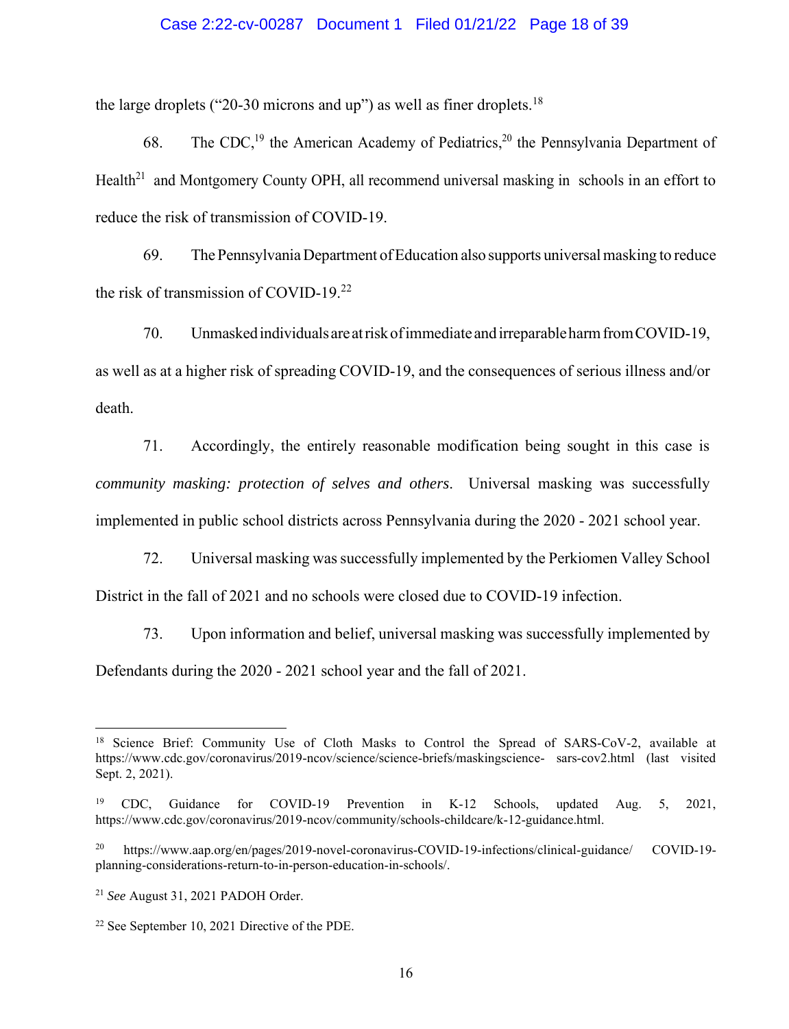the large droplets ("20-30 microns and up") as well as finer droplets.[18]

68. The CDC,[19] the American Academy of Pediatrics,[20] the Pennsylvania Department of Health[21] and Montgomery County OPH, all recommend universal masking in schools in an effort to reduce the risk of transmission of COVID-19.

69. The Pennsylvania Department of Education also supports universal masking to reduce the risk of transmission of COVID-19.[22]

70. Unmasked individuals are at risk of immediate and irreparable harm from COVID-19, as well as at a higher risk of spreading COVID-19, and the consequences of serious illness and/or death.

71. Accordingly, the entirely reasonable modification being sought in this case is *community masking: protection of selves and others*. Universal masking was successfully implemented in public school districts across Pennsylvania during the 2020 - 2021 school year.

72. Universal masking was successfully implemented by the Perkiomen Valley School District in the fall of 2021 and no schools were closed due to COVID-19 infection.

73. Upon information and belief, universal masking was successfully implemented by Defendants during the 2020 - 2021 school year and the fall of 2021.

---

[18] Science Brief: Community Use of Cloth Masks to Control the Spread of SARS-CoV-2, available at https://www.cdc.gov/coronavirus/2019-ncov/science/science-briefs/maskingscience- sars-cov2.html (last visited Sept. 2, 2021).

[19] CDC, Guidance for COVID-19 Prevention in K-12 Schools, updated Aug. 5, 2021, https://www.cdc.gov/coronavirus/2019-ncov/community/schools-childcare/k-12-guidance.html.

[20] https://www.aap.org/en/pages/2019-novel-coronavirus-COVID-19-infections/clinical-guidance/ COVID-19-planning-considerations-return-to-in-person-education-in-schools/.

[21] *See* August 31, 2021 PADOH Order.

[22] See September 10, 2021 Directive of the PDE.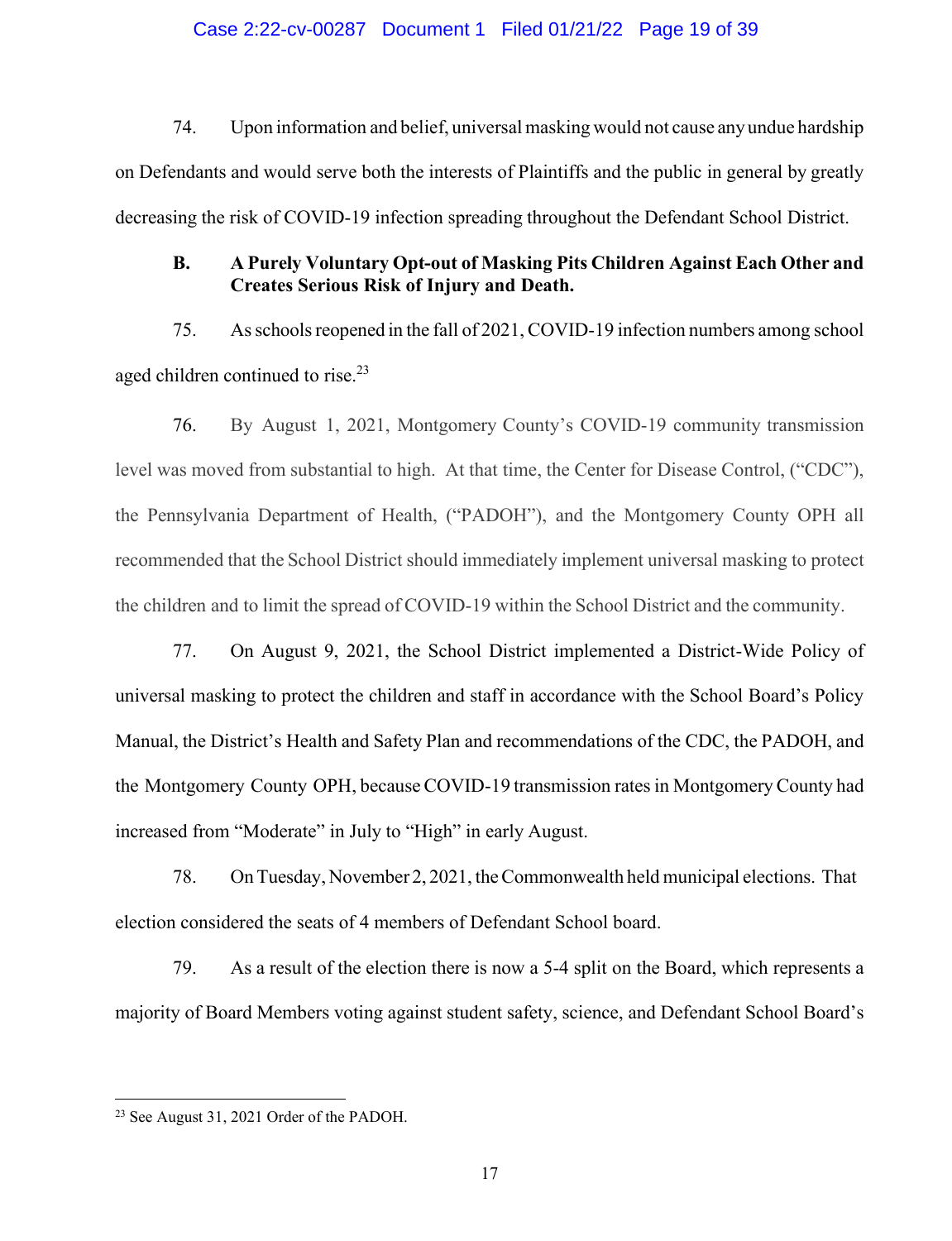74. Upon information and belief, universal masking would not cause any undue hardship on Defendants and would serve both the interests of Plaintiffs and the public in general by greatly decreasing the risk of COVID-19 infection spreading throughout the Defendant School District.

### B. A Purely Voluntary Opt-out of Masking Pits Children Against Each Other and Creates Serious Risk of Injury and Death.

75. As schools reopened in the fall of 2021, COVID-19 infection numbers among school aged children continued to rise.[23]

76. By August 1, 2021, Montgomery County's COVID-19 community transmission level was moved from substantial to high. At that time, the Center for Disease Control, ("CDC"), the Pennsylvania Department of Health, ("PADOH"), and the Montgomery County OPH all recommended that the School District should immediately implement universal masking to protect the children and to limit the spread of COVID-19 within the School District and the community.

77. On August 9, 2021, the School District implemented a District-Wide Policy of universal masking to protect the children and staff in accordance with the School Board's Policy Manual, the District's Health and Safety Plan and recommendations of the CDC, the PADOH, and the Montgomery County OPH, because COVID-19 transmission rates in Montgomery County had increased from "Moderate" in July to "High" in early August.

78. On Tuesday, November 2, 2021, the Commonwealth held municipal elections. That election considered the seats of 4 members of Defendant School board.

79. As a result of the election there is now a 5-4 split on the Board, which represents a majority of Board Members voting against student safety, science, and Defendant School Board's

---

[23] See August 31, 2021 Order of the PADOH.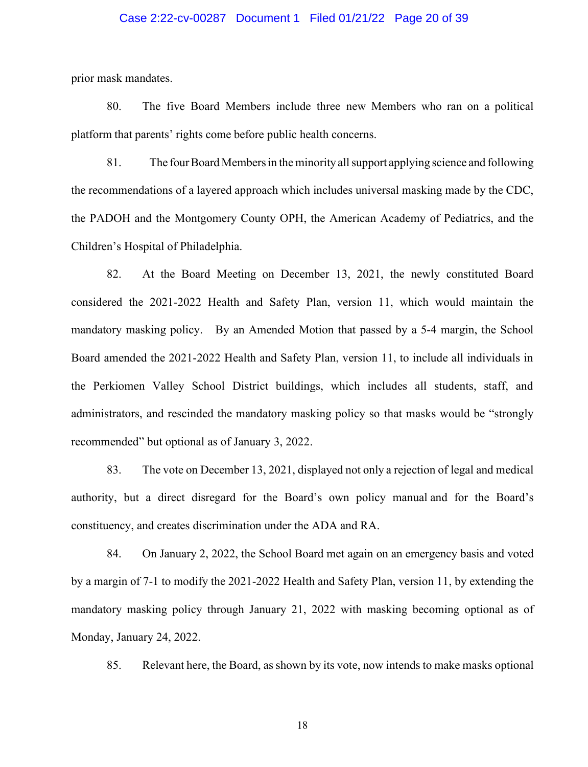prior mask mandates.

80. The five Board Members include three new Members who ran on a political platform that parents' rights come before public health concerns.

81. The four Board Members in the minority all support applying science and following the recommendations of a layered approach which includes universal masking made by the CDC, the PADOH and the Montgomery County OPH, the American Academy of Pediatrics, and the Children's Hospital of Philadelphia.

82. At the Board Meeting on December 13, 2021, the newly constituted Board considered the 2021-2022 Health and Safety Plan, version 11, which would maintain the mandatory masking policy. By an Amended Motion that passed by a 5-4 margin, the School Board amended the 2021-2022 Health and Safety Plan, version 11, to include all individuals in the Perkiomen Valley School District buildings, which includes all students, staff, and administrators, and rescinded the mandatory masking policy so that masks would be "strongly recommended" but optional as of January 3, 2022.

83. The vote on December 13, 2021, displayed not only a rejection of legal and medical authority, but a direct disregard for the Board's own policy manual and for the Board's constituency, and creates discrimination under the ADA and RA.

84. On January 2, 2022, the School Board met again on an emergency basis and voted by a margin of 7-1 to modify the 2021-2022 Health and Safety Plan, version 11, by extending the mandatory masking policy through January 21, 2022 with masking becoming optional as of Monday, January 24, 2022.

85. Relevant here, the Board, as shown by its vote, now intends to make masks optional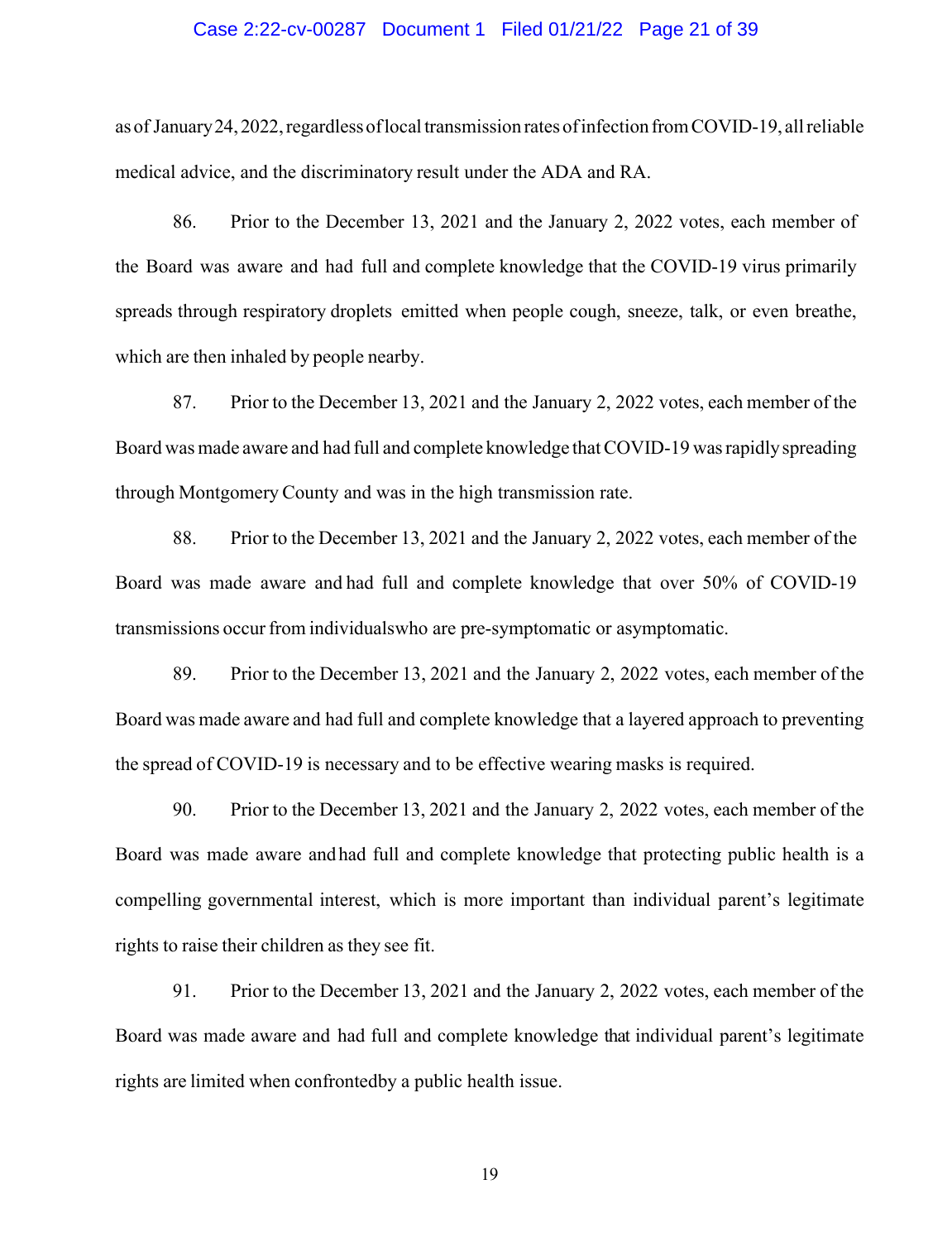as of January 24, 2022, regardless of local transmission rates of infection from COVID-19, all reliable medical advice, and the discriminatory result under the ADA and RA.

86. Prior to the December 13, 2021 and the January 2, 2022 votes, each member of the Board was aware and had full and complete knowledge that the COVID-19 virus primarily spreads through respiratory droplets emitted when people cough, sneeze, talk, or even breathe, which are then inhaled by people nearby.

87. Prior to the December 13, 2021 and the January 2, 2022 votes, each member of the Board was made aware and had full and complete knowledge that COVID-19 was rapidly spreading through Montgomery County and was in the high transmission rate.

88. Prior to the December 13, 2021 and the January 2, 2022 votes, each member of the Board was made aware and had full and complete knowledge that over 50% of COVID-19 transmissions occur from individualswho are pre-symptomatic or asymptomatic.

89. Prior to the December 13, 2021 and the January 2, 2022 votes, each member of the Board was made aware and had full and complete knowledge that a layered approach to preventing the spread of COVID-19 is necessary and to be effective wearing masks is required.

90. Prior to the December 13, 2021 and the January 2, 2022 votes, each member of the Board was made aware and had full and complete knowledge that protecting public health is a compelling governmental interest, which is more important than individual parent's legitimate rights to raise their children as they see fit.

91. Prior to the December 13, 2021 and the January 2, 2022 votes, each member of the Board was made aware and had full and complete knowledge that individual parent's legitimate rights are limited when confrontedby a public health issue.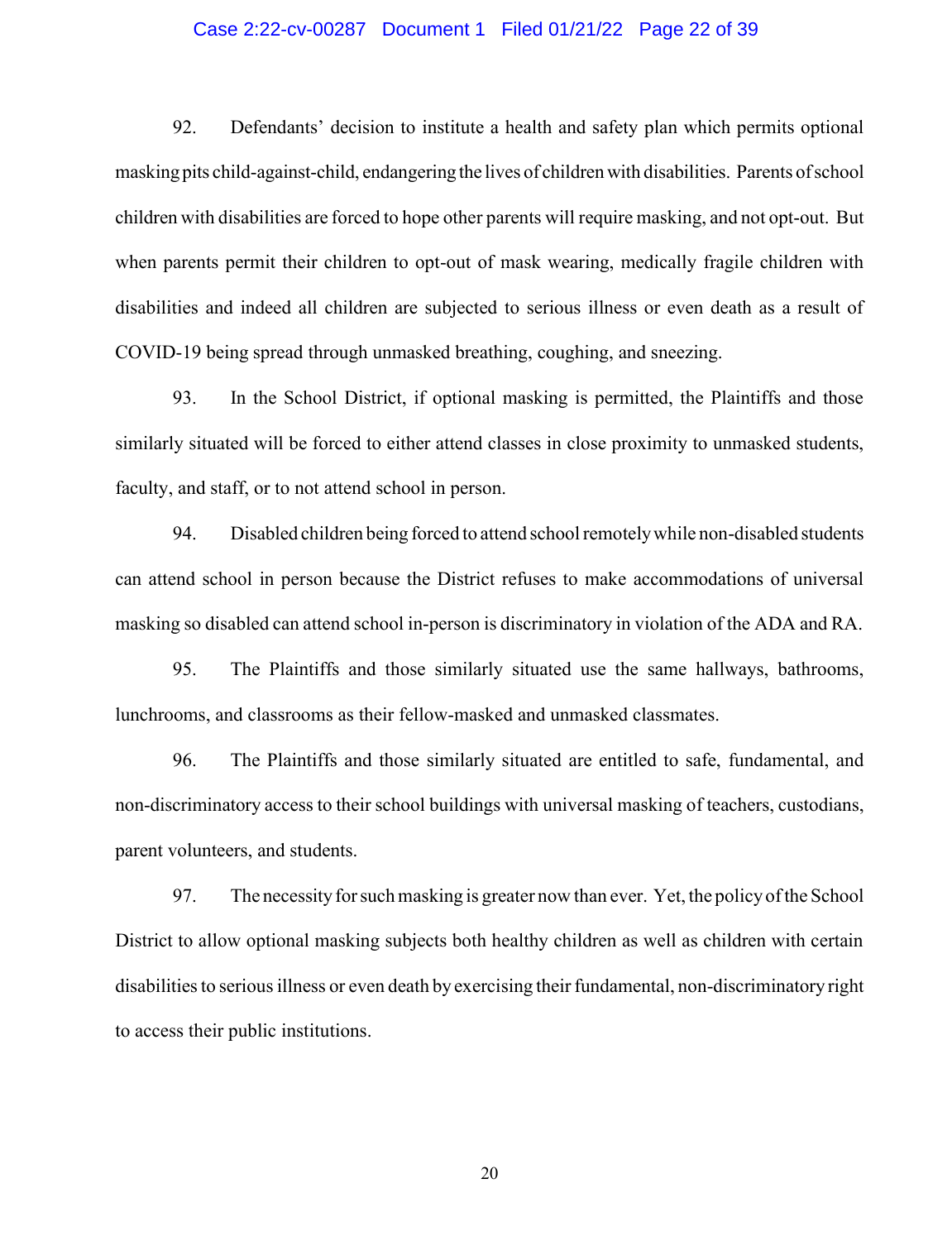92. Defendants' decision to institute a health and safety plan which permits optional masking pits child-against-child, endangering the lives of children with disabilities. Parents of school children with disabilities are forced to hope other parents will require masking, and not opt-out. But when parents permit their children to opt-out of mask wearing, medically fragile children with disabilities and indeed all children are subjected to serious illness or even death as a result of COVID-19 being spread through unmasked breathing, coughing, and sneezing.

93. In the School District, if optional masking is permitted, the Plaintiffs and those similarly situated will be forced to either attend classes in close proximity to unmasked students, faculty, and staff, or to not attend school in person.

94. Disabled children being forced to attend school remotely while non-disabled students can attend school in person because the District refuses to make accommodations of universal masking so disabled can attend school in-person is discriminatory in violation of the ADA and RA.

95. The Plaintiffs and those similarly situated use the same hallways, bathrooms, lunchrooms, and classrooms as their fellow-masked and unmasked classmates.

96. The Plaintiffs and those similarly situated are entitled to safe, fundamental, and non-discriminatory access to their school buildings with universal masking of teachers, custodians, parent volunteers, and students.

97. The necessity for such masking is greater now than ever. Yet, the policy of the School District to allow optional masking subjects both healthy children as well as children with certain disabilities to serious illness or even death by exercising their fundamental, non-discriminatory right to access their public institutions.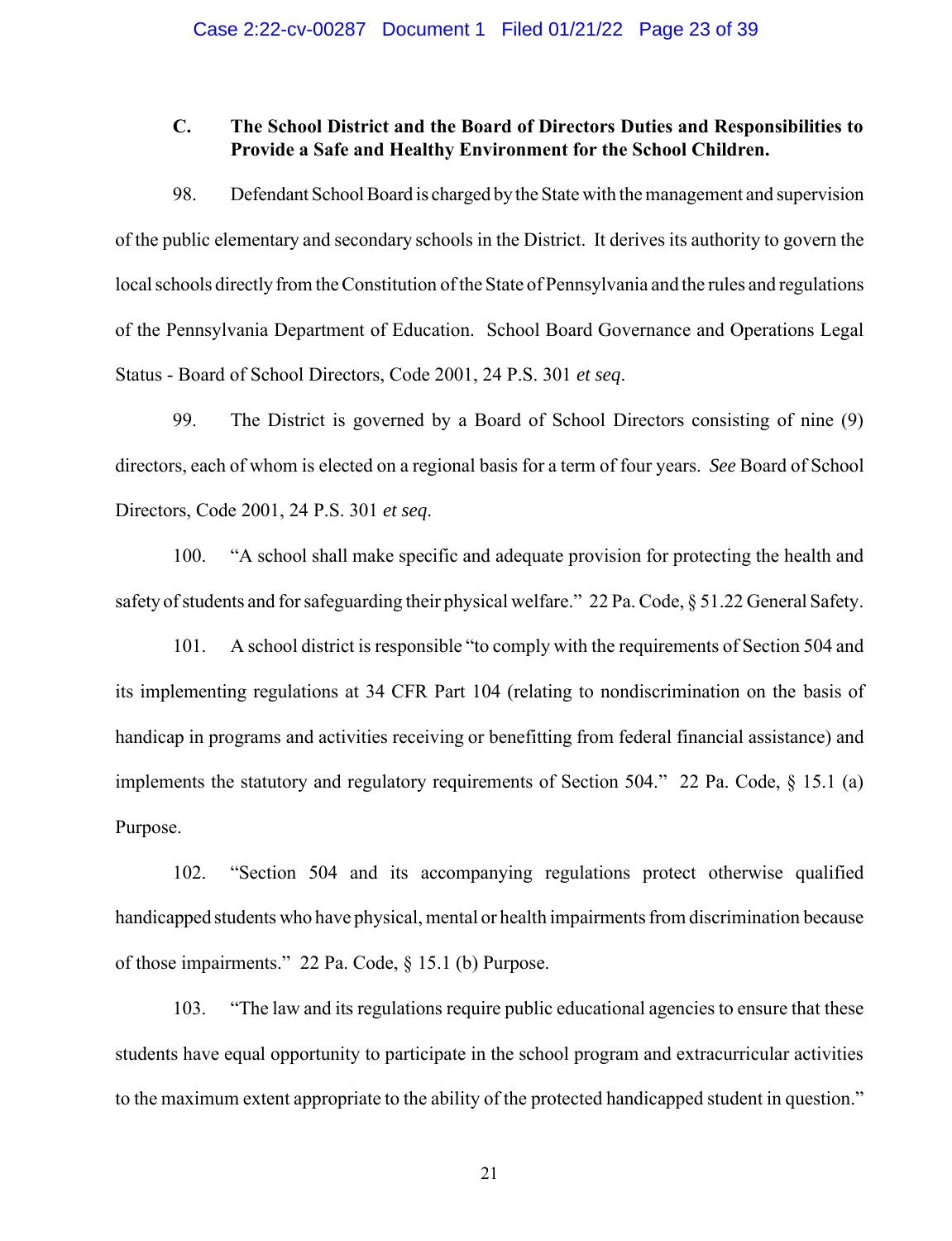### C. The School District and the Board of Directors Duties and Responsibilities to Provide a Safe and Healthy Environment for the School Children.

98. Defendant School Board is charged by the State with the management and supervision of the public elementary and secondary schools in the District. It derives its authority to govern the local schools directly from the Constitution of the State of Pennsylvania and the rules and regulations of the Pennsylvania Department of Education. School Board Governance and Operations Legal Status - Board of School Directors, Code 2001, 24 P.S. 301 *et seq*.

99. The District is governed by a Board of School Directors consisting of nine (9) directors, each of whom is elected on a regional basis for a term of four years. *See* Board of School Directors, Code 2001, 24 P.S. 301 *et seq*.

100. "A school shall make specific and adequate provision for protecting the health and safety of students and for safeguarding their physical welfare." 22 Pa. Code, § 51.22 General Safety.

101. A school district is responsible "to comply with the requirements of Section 504 and its implementing regulations at 34 CFR Part 104 (relating to nondiscrimination on the basis of handicap in programs and activities receiving or benefitting from federal financial assistance) and implements the statutory and regulatory requirements of Section 504." 22 Pa. Code, § 15.1 (a) Purpose.

102. "Section 504 and its accompanying regulations protect otherwise qualified handicapped students who have physical, mental or health impairments from discrimination because of those impairments." 22 Pa. Code, § 15.1 (b) Purpose.

103. "The law and its regulations require public educational agencies to ensure that these students have equal opportunity to participate in the school program and extracurricular activities to the maximum extent appropriate to the ability of the protected handicapped student in question."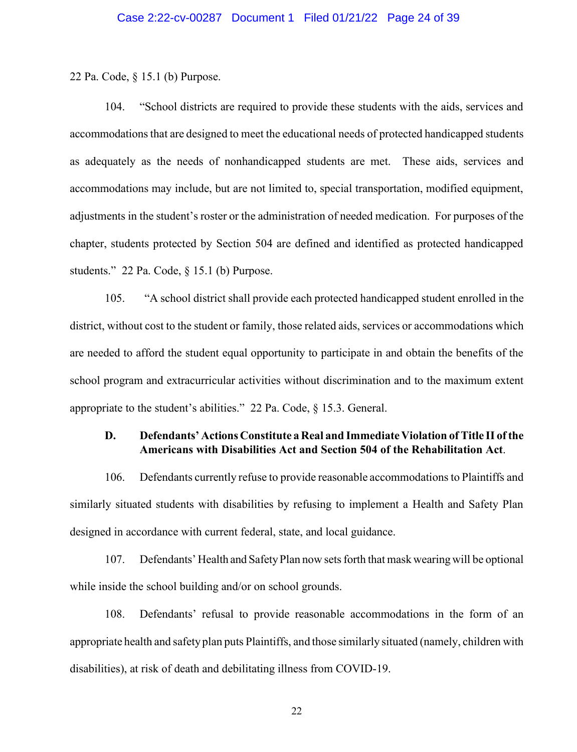22 Pa. Code, § 15.1 (b) Purpose.

104. "School districts are required to provide these students with the aids, services and accommodations that are designed to meet the educational needs of protected handicapped students as adequately as the needs of nonhandicapped students are met. These aids, services and accommodations may include, but are not limited to, special transportation, modified equipment, adjustments in the student's roster or the administration of needed medication. For purposes of the chapter, students protected by Section 504 are defined and identified as protected handicapped students." 22 Pa. Code, § 15.1 (b) Purpose.

105. "A school district shall provide each protected handicapped student enrolled in the district, without cost to the student or family, those related aids, services or accommodations which are needed to afford the student equal opportunity to participate in and obtain the benefits of the school program and extracurricular activities without discrimination and to the maximum extent appropriate to the student's abilities." 22 Pa. Code, § 15.3. General.

### D. Defendants' Actions Constitute a Real and Immediate Violation of Title II of the Americans with Disabilities Act and Section 504 of the Rehabilitation Act.

106. Defendants currently refuse to provide reasonable accommodations to Plaintiffs and similarly situated students with disabilities by refusing to implement a Health and Safety Plan designed in accordance with current federal, state, and local guidance.

107. Defendants' Health and Safety Plan now sets forth that mask wearing will be optional while inside the school building and/or on school grounds.

108. Defendants' refusal to provide reasonable accommodations in the form of an appropriate health and safety plan puts Plaintiffs, and those similarly situated (namely, children with disabilities), at risk of death and debilitating illness from COVID-19.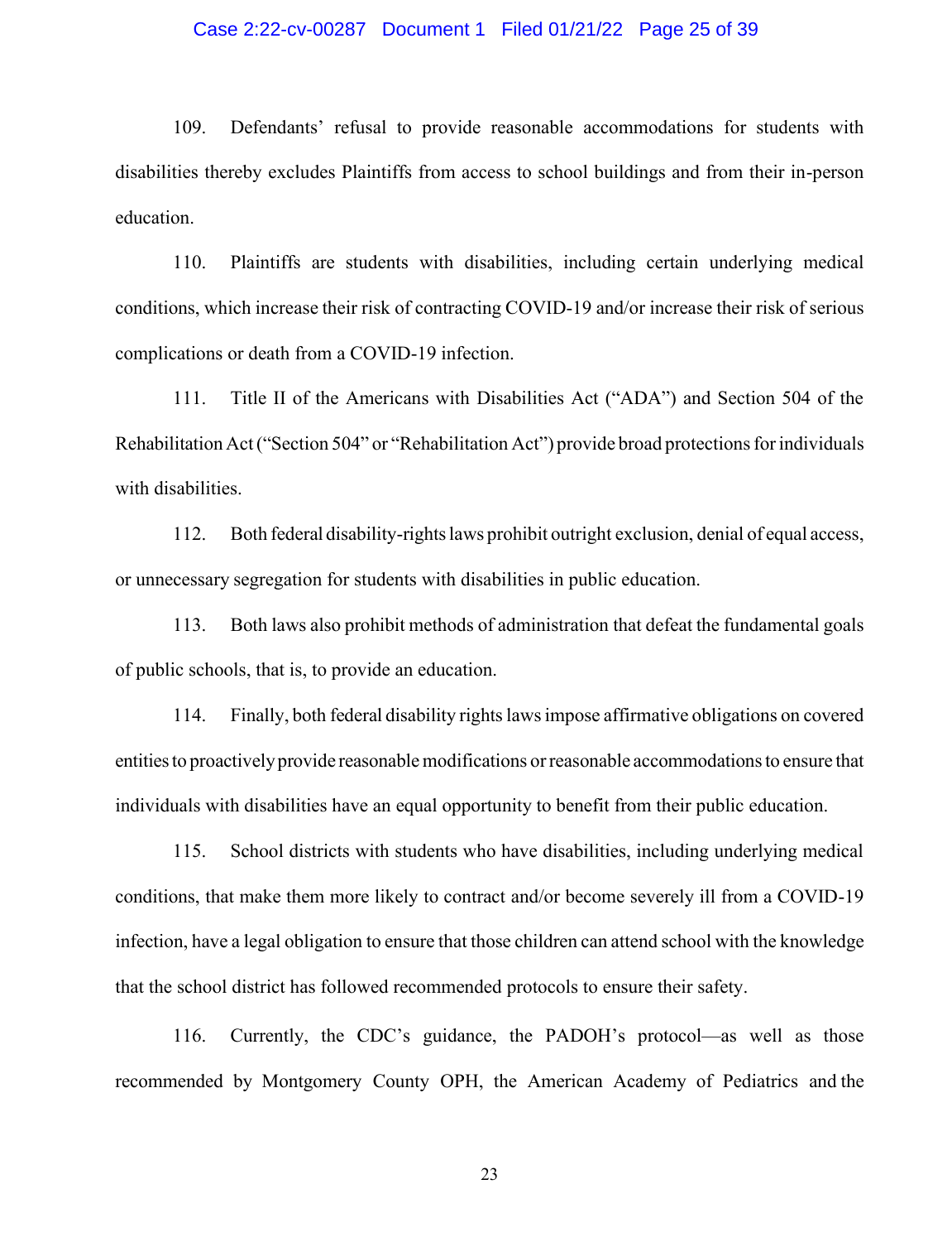109. Defendants' refusal to provide reasonable accommodations for students with disabilities thereby excludes Plaintiffs from access to school buildings and from their in-person education.

110. Plaintiffs are students with disabilities, including certain underlying medical conditions, which increase their risk of contracting COVID-19 and/or increase their risk of serious complications or death from a COVID-19 infection.

111. Title II of the Americans with Disabilities Act ("ADA") and Section 504 of the Rehabilitation Act ("Section 504" or "Rehabilitation Act") provide broad protections for individuals with disabilities.

112. Both federal disability-rights laws prohibit outright exclusion, denial of equal access, or unnecessary segregation for students with disabilities in public education.

113. Both laws also prohibit methods of administration that defeat the fundamental goals of public schools, that is, to provide an education.

114. Finally, both federal disability rights laws impose affirmative obligations on covered entities to proactively provide reasonable modifications or reasonable accommodations to ensure that individuals with disabilities have an equal opportunity to benefit from their public education.

115. School districts with students who have disabilities, including underlying medical conditions, that make them more likely to contract and/or become severely ill from a COVID-19 infection, have a legal obligation to ensure that those children can attend school with the knowledge that the school district has followed recommended protocols to ensure their safety.

116. Currently, the CDC's guidance, the PADOH's protocol—as well as those recommended by Montgomery County OPH, the American Academy of Pediatrics and the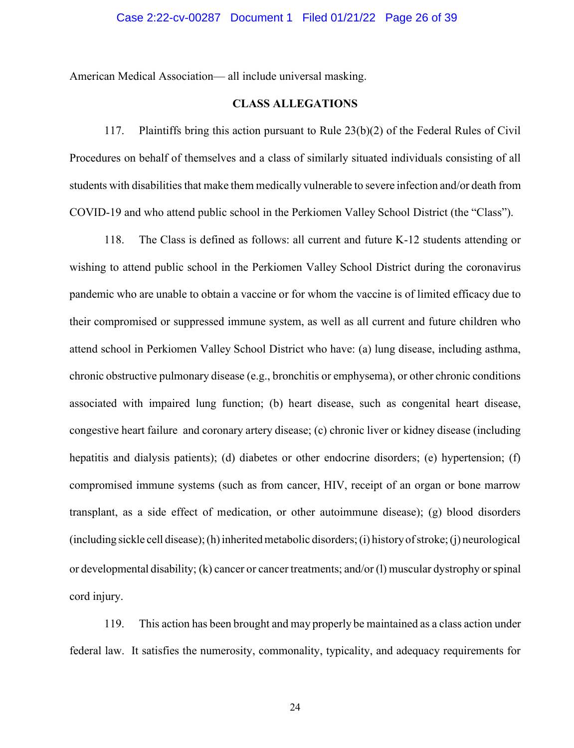American Medical Association— all include universal masking.

## CLASS ALLEGATIONS

117. Plaintiffs bring this action pursuant to Rule 23(b)(2) of the Federal Rules of Civil Procedures on behalf of themselves and a class of similarly situated individuals consisting of all students with disabilities that make them medically vulnerable to severe infection and/or death from COVID-19 and who attend public school in the Perkiomen Valley School District (the "Class").

118. The Class is defined as follows: all current and future K-12 students attending or wishing to attend public school in the Perkiomen Valley School District during the coronavirus pandemic who are unable to obtain a vaccine or for whom the vaccine is of limited efficacy due to their compromised or suppressed immune system, as well as all current and future children who attend school in Perkiomen Valley School District who have: (a) lung disease, including asthma, chronic obstructive pulmonary disease (e.g., bronchitis or emphysema), or other chronic conditions associated with impaired lung function; (b) heart disease, such as congenital heart disease, congestive heart failure and coronary artery disease; (c) chronic liver or kidney disease (including hepatitis and dialysis patients); (d) diabetes or other endocrine disorders; (e) hypertension; (f) compromised immune systems (such as from cancer, HIV, receipt of an organ or bone marrow transplant, as a side effect of medication, or other autoimmune disease); (g) blood disorders (including sickle cell disease); (h) inherited metabolic disorders; (i) history of stroke; (j) neurological or developmental disability; (k) cancer or cancer treatments; and/or (l) muscular dystrophy or spinal cord injury.

119. This action has been brought and may properly be maintained as a class action under federal law. It satisfies the numerosity, commonality, typicality, and adequacy requirements for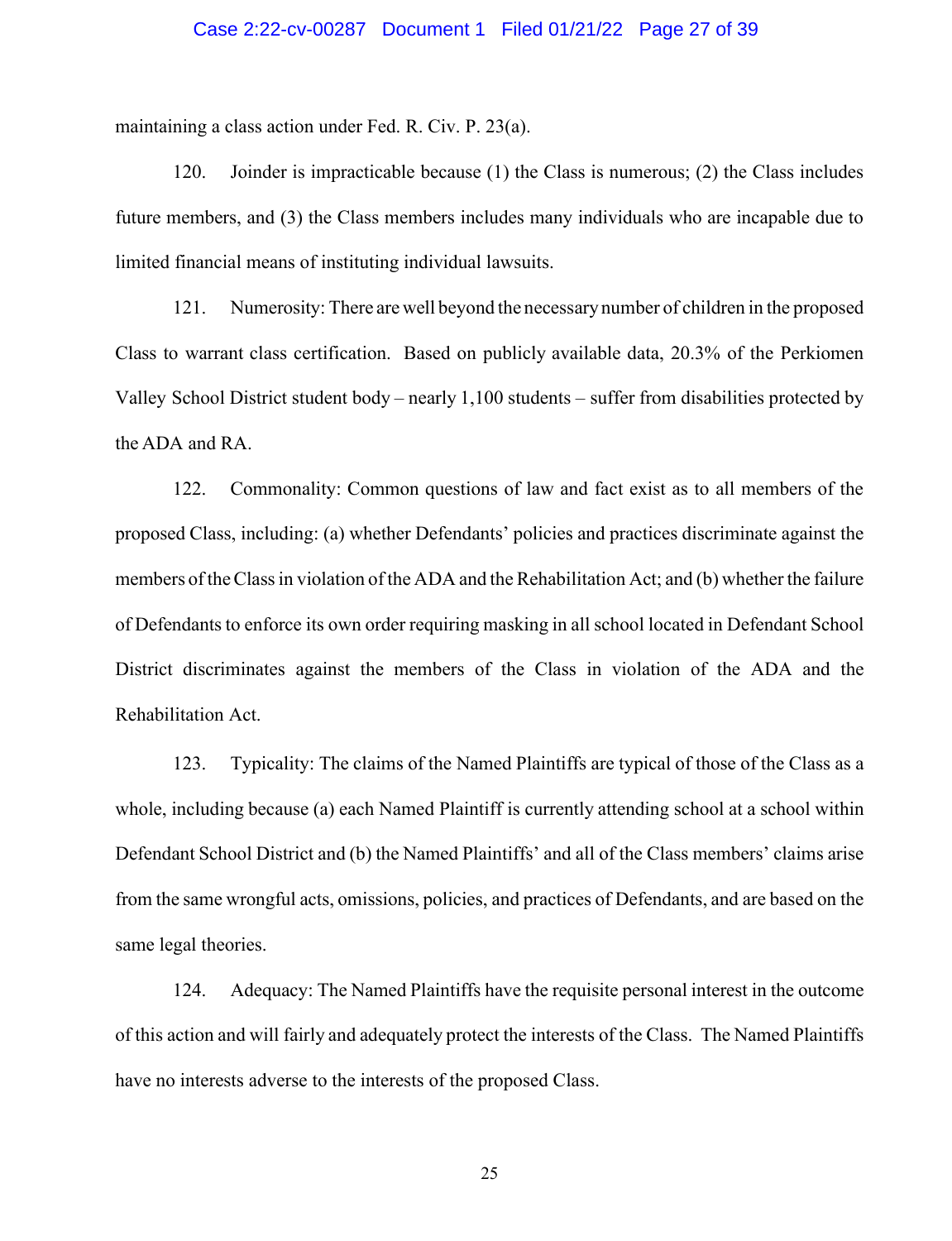maintaining a class action under Fed. R. Civ. P. 23(a).

120. Joinder is impracticable because (1) the Class is numerous; (2) the Class includes future members, and (3) the Class members includes many individuals who are incapable due to limited financial means of instituting individual lawsuits.

121. Numerosity: There are well beyond the necessary number of children in the proposed Class to warrant class certification. Based on publicly available data, 20.3% of the Perkiomen Valley School District student body – nearly 1,100 students – suffer from disabilities protected by the ADA and RA.

122. Commonality: Common questions of law and fact exist as to all members of the proposed Class, including: (a) whether Defendants' policies and practices discriminate against the members of the Class in violation of the ADA and the Rehabilitation Act; and (b) whether the failure of Defendants to enforce its own order requiring masking in all school located in Defendant School District discriminates against the members of the Class in violation of the ADA and the Rehabilitation Act.

123. Typicality: The claims of the Named Plaintiffs are typical of those of the Class as a whole, including because (a) each Named Plaintiff is currently attending school at a school within Defendant School District and (b) the Named Plaintiffs' and all of the Class members' claims arise from the same wrongful acts, omissions, policies, and practices of Defendants, and are based on the same legal theories.

124. Adequacy: The Named Plaintiffs have the requisite personal interest in the outcome of this action and will fairly and adequately protect the interests of the Class. The Named Plaintiffs have no interests adverse to the interests of the proposed Class.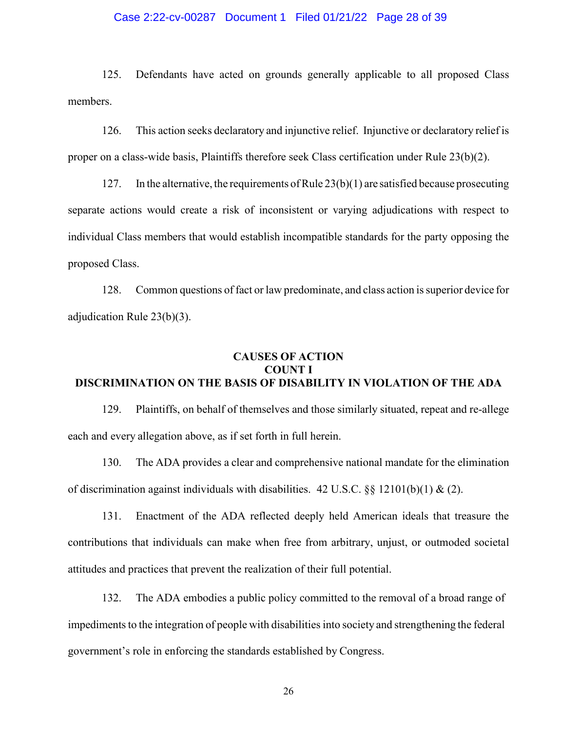125. Defendants have acted on grounds generally applicable to all proposed Class members.

126. This action seeks declaratory and injunctive relief. Injunctive or declaratory relief is proper on a class-wide basis, Plaintiffs therefore seek Class certification under Rule 23(b)(2).

127. In the alternative, the requirements of Rule 23(b)(1) are satisfied because prosecuting separate actions would create a risk of inconsistent or varying adjudications with respect to individual Class members that would establish incompatible standards for the party opposing the proposed Class.

128. Common questions of fact or law predominate, and class action is superior device for adjudication Rule 23(b)(3).

## CAUSES OF ACTION

## COUNT I

## DISCRIMINATION ON THE BASIS OF DISABILITY IN VIOLATION OF THE ADA

129. Plaintiffs, on behalf of themselves and those similarly situated, repeat and re-allege each and every allegation above, as if set forth in full herein.

130. The ADA provides a clear and comprehensive national mandate for the elimination of discrimination against individuals with disabilities. 42 U.S.C. §§ 12101(b)(1) & (2).

131. Enactment of the ADA reflected deeply held American ideals that treasure the contributions that individuals can make when free from arbitrary, unjust, or outmoded societal attitudes and practices that prevent the realization of their full potential.

132. The ADA embodies a public policy committed to the removal of a broad range of impediments to the integration of people with disabilities into society and strengthening the federal government's role in enforcing the standards established by Congress.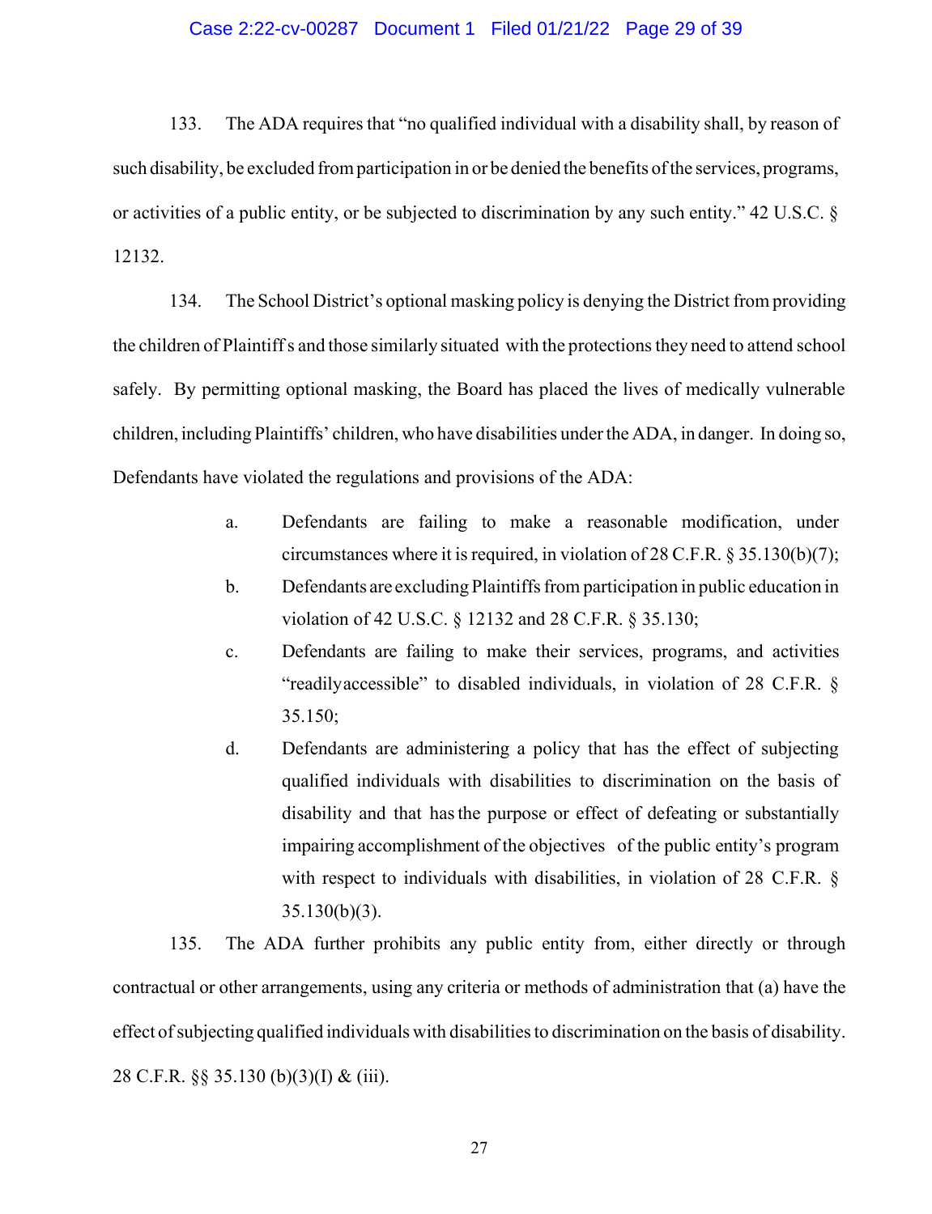133. The ADA requires that "no qualified individual with a disability shall, by reason of such disability, be excluded from participation in or be denied the benefits of the services, programs, or activities of a public entity, or be subjected to discrimination by any such entity." 42 U.S.C. § 12132.

134. The School District's optional masking policy is denying the District from providing the children of Plaintiff s and those similarly situated with the protections they need to attend school safely. By permitting optional masking, the Board has placed the lives of medically vulnerable children, including Plaintiffs' children, who have disabilities under the ADA, in danger. In doing so, Defendants have violated the regulations and provisions of the ADA:

a. Defendants are failing to make a reasonable modification, under circumstances where it is required, in violation of 28 C.F.R. § 35.130(b)(7);

b. Defendants are excluding Plaintiffs from participation in public education in violation of 42 U.S.C. § 12132 and 28 C.F.R. § 35.130;

c. Defendants are failing to make their services, programs, and activities "readilyaccessible" to disabled individuals, in violation of 28 C.F.R. § 35.150;

d. Defendants are administering a policy that has the effect of subjecting qualified individuals with disabilities to discrimination on the basis of disability and that has the purpose or effect of defeating or substantially impairing accomplishment of the objectives of the public entity's program with respect to individuals with disabilities, in violation of 28 C.F.R. § 35.130(b)(3).

135. The ADA further prohibits any public entity from, either directly or through contractual or other arrangements, using any criteria or methods of administration that (a) have the effect of subjecting qualified individuals with disabilities to discrimination on the basis of disability. 28 C.F.R. §§ 35.130 (b)(3)(I) & (iii).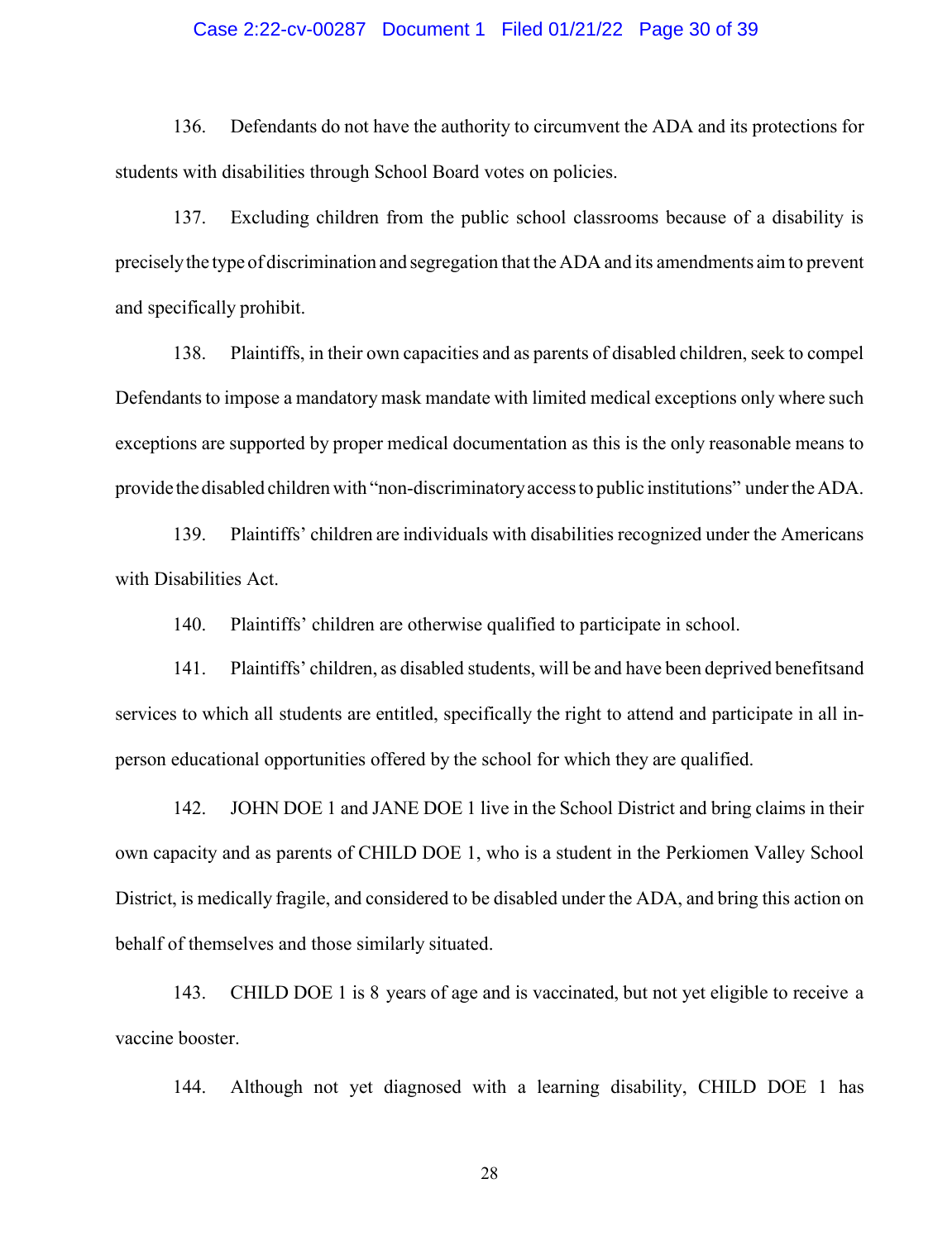136. Defendants do not have the authority to circumvent the ADA and its protections for students with disabilities through School Board votes on policies.

137. Excluding children from the public school classrooms because of a disability is precisely the type of discrimination and segregation that the ADA and its amendments aim to prevent and specifically prohibit.

138. Plaintiffs, in their own capacities and as parents of disabled children, seek to compel Defendants to impose a mandatory mask mandate with limited medical exceptions only where such exceptions are supported by proper medical documentation as this is the only reasonable means to provide the disabled children with "non-discriminatory access to public institutions" under the ADA.

139. Plaintiffs' children are individuals with disabilities recognized under the Americans with Disabilities Act.

140. Plaintiffs' children are otherwise qualified to participate in school.

141. Plaintiffs' children, as disabled students, will be and have been deprived benefitsand services to which all students are entitled, specifically the right to attend and participate in all in-person educational opportunities offered by the school for which they are qualified.

142. JOHN DOE 1 and JANE DOE 1 live in the School District and bring claims in their own capacity and as parents of CHILD DOE 1, who is a student in the Perkiomen Valley School District, is medically fragile, and considered to be disabled under the ADA, and bring this action on behalf of themselves and those similarly situated.

143. CHILD DOE 1 is 8 years of age and is vaccinated, but not yet eligible to receive a vaccine booster.

144. Although not yet diagnosed with a learning disability, CHILD DOE 1 has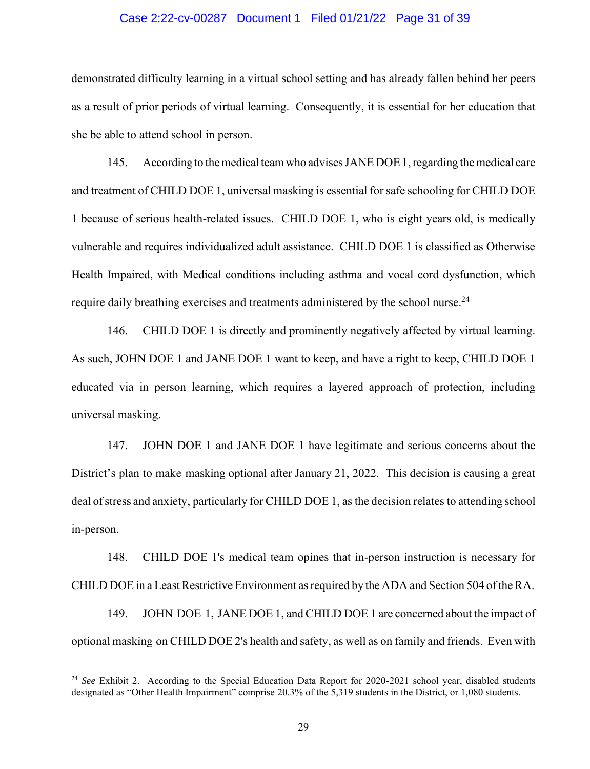demonstrated difficulty learning in a virtual school setting and has already fallen behind her peers as a result of prior periods of virtual learning. Consequently, it is essential for her education that she be able to attend school in person.

145. According to the medical team who advises JANE DOE 1, regarding the medical care and treatment of CHILD DOE 1, universal masking is essential for safe schooling for CHILD DOE 1 because of serious health-related issues. CHILD DOE 1, who is eight years old, is medically vulnerable and requires individualized adult assistance. CHILD DOE 1 is classified as Otherwise Health Impaired, with Medical conditions including asthma and vocal cord dysfunction, which require daily breathing exercises and treatments administered by the school nurse.[24]

146. CHILD DOE 1 is directly and prominently negatively affected by virtual learning. As such, JOHN DOE 1 and JANE DOE 1 want to keep, and have a right to keep, CHILD DOE 1 educated via in person learning, which requires a layered approach of protection, including universal masking.

147. JOHN DOE 1 and JANE DOE 1 have legitimate and serious concerns about the District's plan to make masking optional after January 21, 2022. This decision is causing a great deal of stress and anxiety, particularly for CHILD DOE 1, as the decision relates to attending school in-person.

148. CHILD DOE 1's medical team opines that in-person instruction is necessary for CHILD DOE in a Least Restrictive Environment as required by the ADA and Section 504 of the RA.

149. JOHN DOE 1, JANE DOE 1, and CHILD DOE 1 are concerned about the impact of optional masking on CHILD DOE 2's health and safety, as well as on family and friends. Even with

---

[24] *See* Exhibit 2. According to the Special Education Data Report for 2020-2021 school year, disabled students designated as "Other Health Impairment" comprise 20.3% of the 5,319 students in the District, or 1,080 students.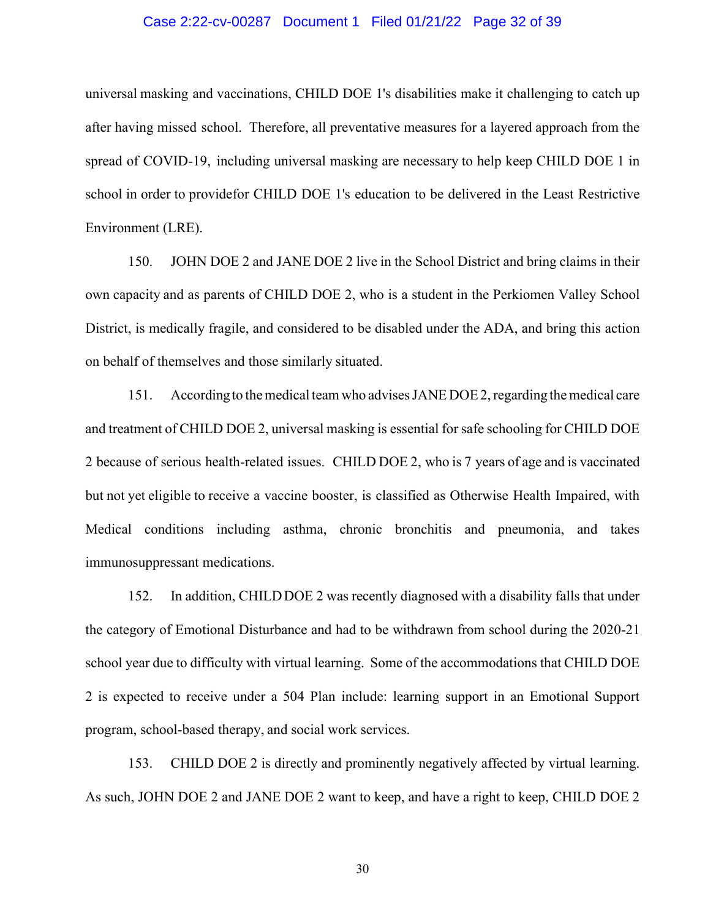universal masking and vaccinations, CHILD DOE 1's disabilities make it challenging to catch up after having missed school. Therefore, all preventative measures for a layered approach from the spread of COVID-19, including universal masking are necessary to help keep CHILD DOE 1 in school in order to providefor CHILD DOE 1's education to be delivered in the Least Restrictive Environment (LRE).

150. JOHN DOE 2 and JANE DOE 2 live in the School District and bring claims in their own capacity and as parents of CHILD DOE 2, who is a student in the Perkiomen Valley School District, is medically fragile, and considered to be disabled under the ADA, and bring this action on behalf of themselves and those similarly situated.

151. According to the medical team who advises JANE DOE 2, regarding the medical care and treatment of CHILD DOE 2, universal masking is essential for safe schooling for CHILD DOE 2 because of serious health-related issues. CHILD DOE 2, who is 7 years of age and is vaccinated but not yet eligible to receive a vaccine booster, is classified as Otherwise Health Impaired, with Medical conditions including asthma, chronic bronchitis and pneumonia, and takes immunosuppressant medications.

152. In addition, CHILD DOE 2 was recently diagnosed with a disability falls that under the category of Emotional Disturbance and had to be withdrawn from school during the 2020-21 school year due to difficulty with virtual learning. Some of the accommodations that CHILD DOE 2 is expected to receive under a 504 Plan include: learning support in an Emotional Support program, school-based therapy, and social work services.

153. CHILD DOE 2 is directly and prominently negatively affected by virtual learning. As such, JOHN DOE 2 and JANE DOE 2 want to keep, and have a right to keep, CHILD DOE 2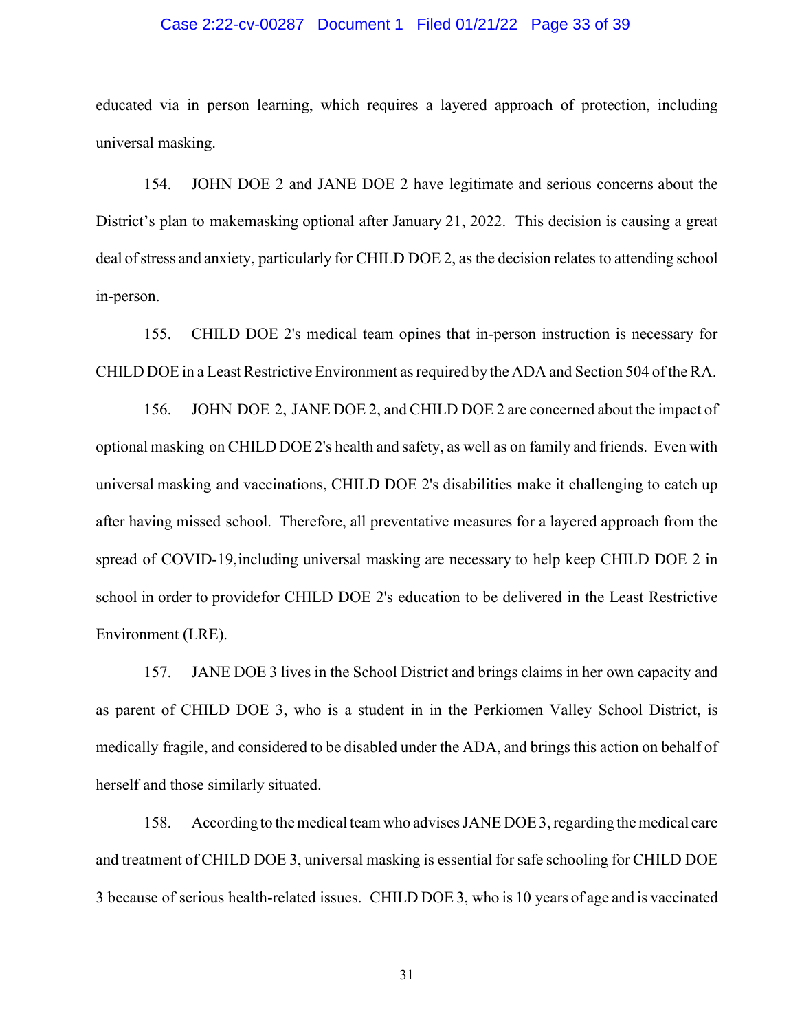educated via in person learning, which requires a layered approach of protection, including universal masking.

154. JOHN DOE 2 and JANE DOE 2 have legitimate and serious concerns about the District's plan to makemasking optional after January 21, 2022. This decision is causing a great deal of stress and anxiety, particularly for CHILD DOE 2, as the decision relates to attending school in-person.

155. CHILD DOE 2's medical team opines that in-person instruction is necessary for CHILD DOE in a Least Restrictive Environment as required by the ADA and Section 504 of the RA.

156. JOHN DOE 2, JANE DOE 2, and CHILD DOE 2 are concerned about the impact of optional masking on CHILD DOE 2's health and safety, as well as on family and friends. Even with universal masking and vaccinations, CHILD DOE 2's disabilities make it challenging to catch up after having missed school. Therefore, all preventative measures for a layered approach from the spread of COVID-19,including universal masking are necessary to help keep CHILD DOE 2 in school in order to providefor CHILD DOE 2's education to be delivered in the Least Restrictive Environment (LRE).

157. JANE DOE 3 lives in the School District and brings claims in her own capacity and as parent of CHILD DOE 3, who is a student in in the Perkiomen Valley School District, is medically fragile, and considered to be disabled under the ADA, and brings this action on behalf of herself and those similarly situated.

158. According to the medical team who advises JANE DOE 3, regarding the medical care and treatment of CHILD DOE 3, universal masking is essential for safe schooling for CHILD DOE 3 because of serious health-related issues. CHILD DOE 3, who is 10 years of age and is vaccinated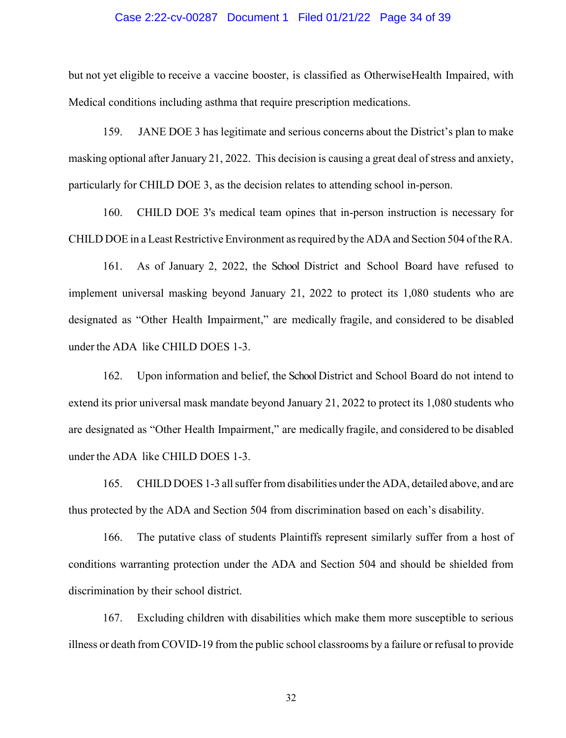but not yet eligible to receive a vaccine booster, is classified as OtherwiseHealth Impaired, with Medical conditions including asthma that require prescription medications.

159. JANE DOE 3 has legitimate and serious concerns about the District's plan to make masking optional after January 21, 2022. This decision is causing a great deal of stress and anxiety, particularly for CHILD DOE 3, as the decision relates to attending school in-person.

160. CHILD DOE 3's medical team opines that in-person instruction is necessary for CHILD DOE in a Least Restrictive Environment as required by the ADA and Section 504 of the RA.

161. As of January 2, 2022, the School District and School Board have refused to implement universal masking beyond January 21, 2022 to protect its 1,080 students who are designated as "Other Health Impairment," are medically fragile, and considered to be disabled under the ADA like CHILD DOES 1-3.

162. Upon information and belief, the School District and School Board do not intend to extend its prior universal mask mandate beyond January 21, 2022 to protect its 1,080 students who are designated as "Other Health Impairment," are medically fragile, and considered to be disabled under the ADA like CHILD DOES 1-3.

165. CHILD DOES 1-3 all suffer from disabilities under the ADA, detailed above, and are thus protected by the ADA and Section 504 from discrimination based on each's disability.

166. The putative class of students Plaintiffs represent similarly suffer from a host of conditions warranting protection under the ADA and Section 504 and should be shielded from discrimination by their school district.

167. Excluding children with disabilities which make them more susceptible to serious illness or death from COVID-19 from the public school classrooms by a failure or refusal to provide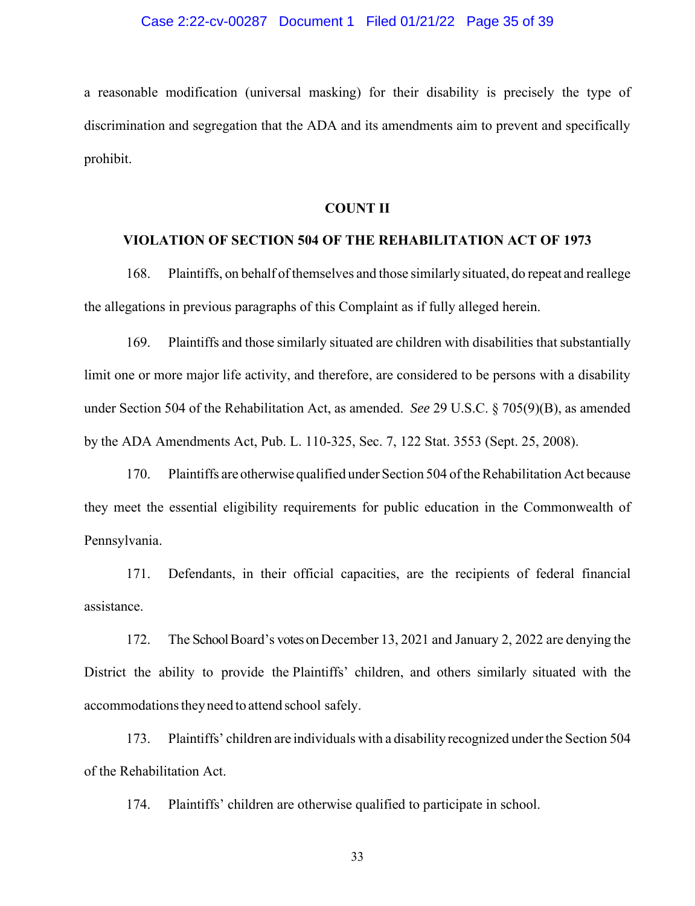a reasonable modification (universal masking) for their disability is precisely the type of discrimination and segregation that the ADA and its amendments aim to prevent and specifically prohibit.

## COUNT II

## VIOLATION OF SECTION 504 OF THE REHABILITATION ACT OF 1973

168. Plaintiffs, on behalf of themselves and those similarly situated, do repeat and reallege the allegations in previous paragraphs of this Complaint as if fully alleged herein.

169. Plaintiffs and those similarly situated are children with disabilities that substantially limit one or more major life activity, and therefore, are considered to be persons with a disability under Section 504 of the Rehabilitation Act, as amended. *See* 29 U.S.C. § 705(9)(B), as amended by the ADA Amendments Act, Pub. L. 110-325, Sec. 7, 122 Stat. 3553 (Sept. 25, 2008).

170. Plaintiffs are otherwise qualified under Section 504 of the Rehabilitation Act because they meet the essential eligibility requirements for public education in the Commonwealth of Pennsylvania.

171. Defendants, in their official capacities, are the recipients of federal financial assistance.

172. The School Board's votes on December 13, 2021 and January 2, 2022 are denying the District the ability to provide the Plaintiffs' children, and others similarly situated with the accommodations they need to attend school safely.

173. Plaintiffs' children are individuals with a disability recognized under the Section 504 of the Rehabilitation Act.

174. Plaintiffs' children are otherwise qualified to participate in school.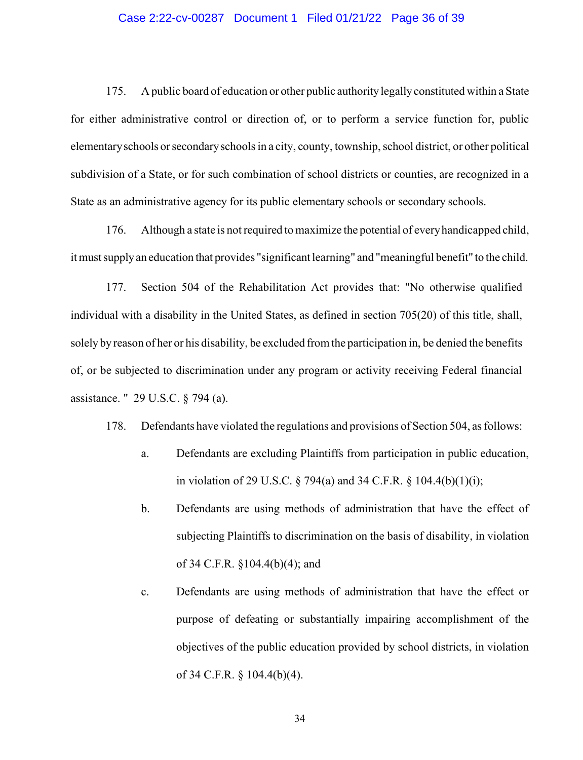175. A public board of education or other public authority legally constituted within a State for either administrative control or direction of, or to perform a service function for, public elementary schools or secondary schools in a city, county, township, school district, or other political subdivision of a State, or for such combination of school districts or counties, are recognized in a State as an administrative agency for its public elementary schools or secondary schools.

176. Although a state is not required to maximize the potential of every handicapped child, it must supply an education that provides "significant learning" and "meaningful benefit" to the child.

177. Section 504 of the Rehabilitation Act provides that: "No otherwise qualified individual with a disability in the United States, as defined in section 705(20) of this title, shall, solely by reason of her or his disability, be excluded from the participation in, be denied the benefits of, or be subjected to discrimination under any program or activity receiving Federal financial assistance. " 29 U.S.C. § 794 (a).

178. Defendants have violated the regulations and provisions of Section 504, as follows:

a. Defendants are excluding Plaintiffs from participation in public education, in violation of 29 U.S.C. § 794(a) and 34 C.F.R. § 104.4(b)(1)(i);

b. Defendants are using methods of administration that have the effect of subjecting Plaintiffs to discrimination on the basis of disability, in violation of 34 C.F.R. §104.4(b)(4); and

c. Defendants are using methods of administration that have the effect or purpose of defeating or substantially impairing accomplishment of the objectives of the public education provided by school districts, in violation of 34 C.F.R. § 104.4(b)(4).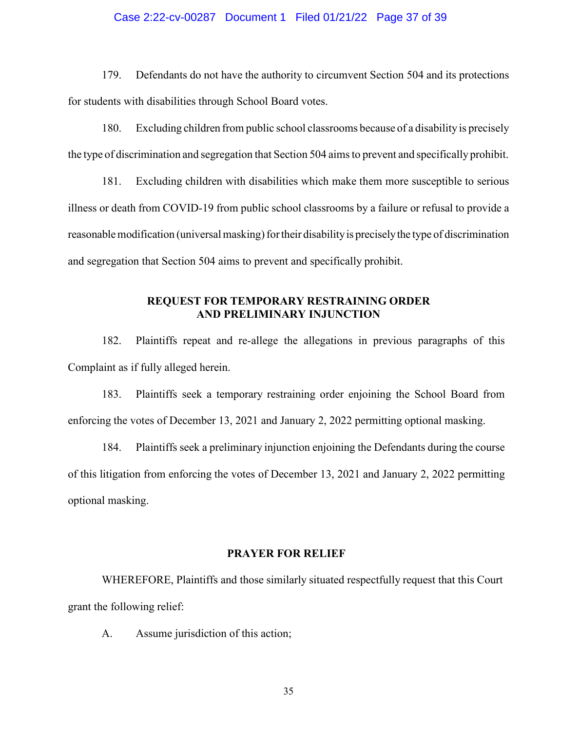179. Defendants do not have the authority to circumvent Section 504 and its protections for students with disabilities through School Board votes.

180. Excluding children from public school classrooms because of a disability is precisely the type of discrimination and segregation that Section 504 aims to prevent and specifically prohibit.

181. Excluding children with disabilities which make them more susceptible to serious illness or death from COVID-19 from public school classrooms by a failure or refusal to provide a reasonable modification (universal masking) for their disability is precisely the type of discrimination and segregation that Section 504 aims to prevent and specifically prohibit.

## REQUEST FOR TEMPORARY RESTRAINING ORDER AND PRELIMINARY INJUNCTION

182. Plaintiffs repeat and re-allege the allegations in previous paragraphs of this Complaint as if fully alleged herein.

183. Plaintiffs seek a temporary restraining order enjoining the School Board from enforcing the votes of December 13, 2021 and January 2, 2022 permitting optional masking.

184. Plaintiffs seek a preliminary injunction enjoining the Defendants during the course of this litigation from enforcing the votes of December 13, 2021 and January 2, 2022 permitting optional masking.

## PRAYER FOR RELIEF

WHEREFORE, Plaintiffs and those similarly situated respectfully request that this Court grant the following relief:

A. Assume jurisdiction of this action;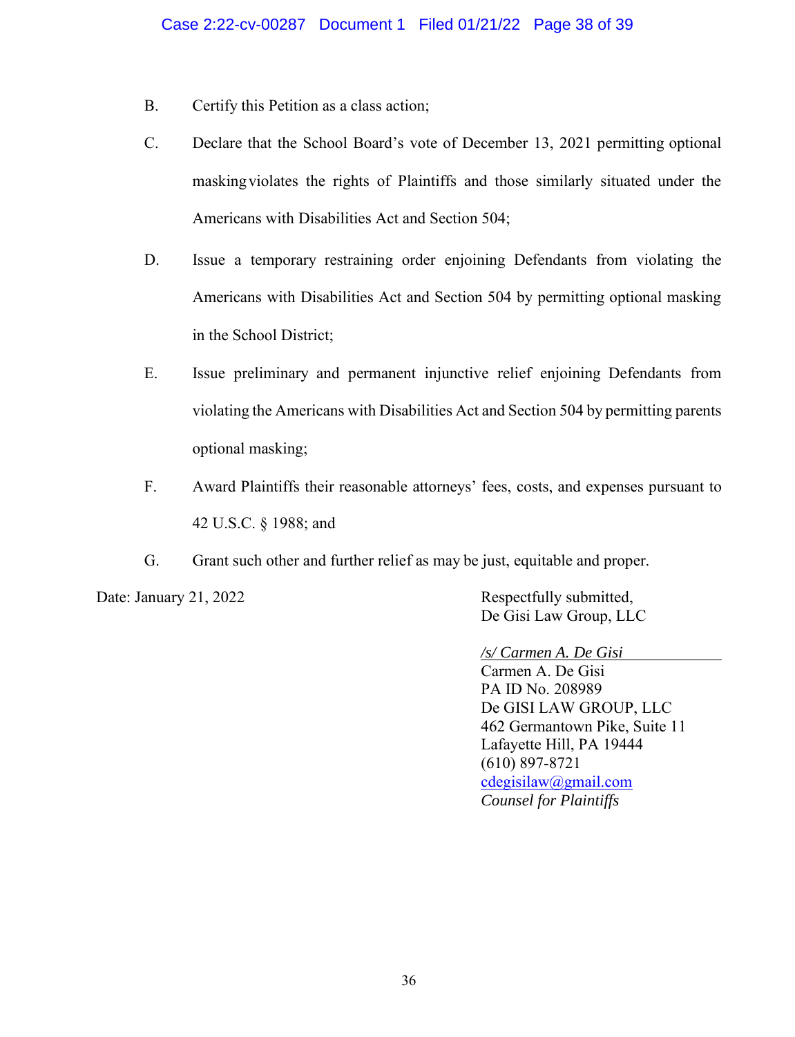B. Certify this Petition as a class action;

C. Declare that the School Board's vote of December 13, 2021 permitting optional masking violates the rights of Plaintiffs and those similarly situated under the Americans with Disabilities Act and Section 504;

D. Issue a temporary restraining order enjoining Defendants from violating the Americans with Disabilities Act and Section 504 by permitting optional masking in the School District;

E. Issue preliminary and permanent injunctive relief enjoining Defendants from violating the Americans with Disabilities Act and Section 504 by permitting parents optional masking;

F. Award Plaintiffs their reasonable attorneys' fees, costs, and expenses pursuant to 42 U.S.C. § 1988; and

G. Grant such other and further relief as may be just, equitable and proper.

Date: January 21, 2022

Respectfully submitted,
De Gisi Law Group, LLC

*/s/ Carmen A. De Gisi*
Carmen A. De Gisi
PA ID No. 208989
De GISI LAW GROUP, LLC
462 Germantown Pike, Suite 11
Lafayette Hill, PA 19444
(610) 897-8721
cdegisilaw@gmail.com
*Counsel for Plaintiffs*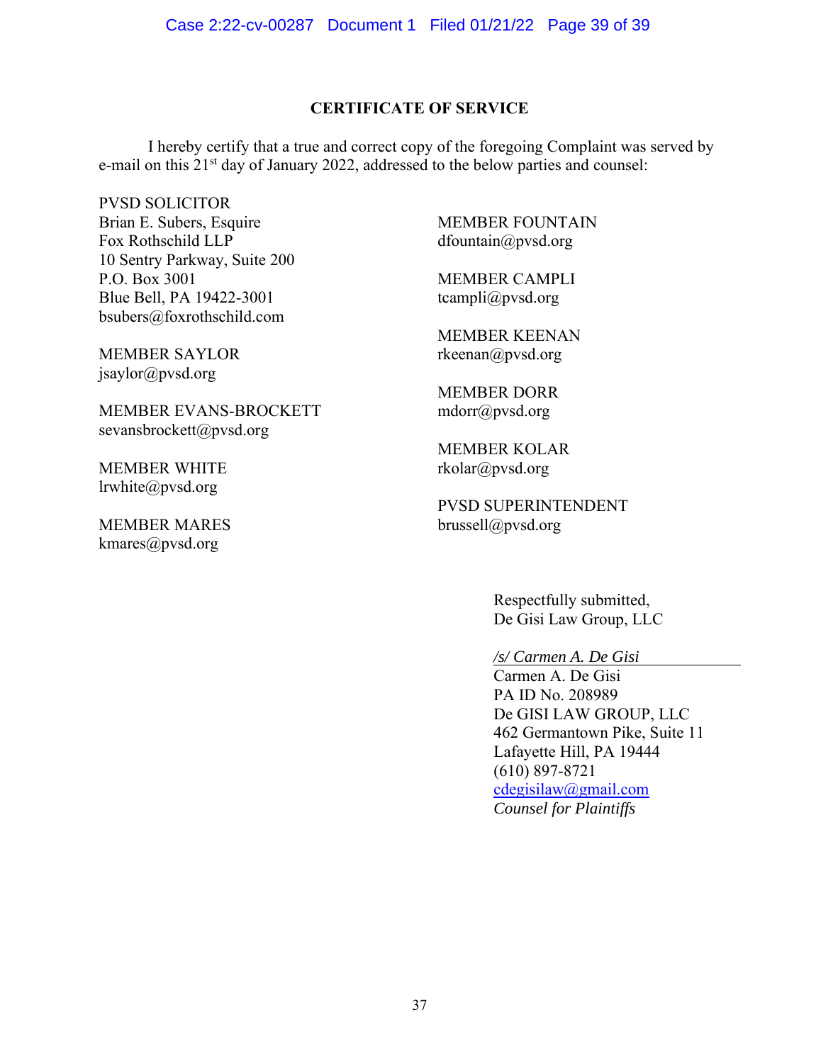## CERTIFICATE OF SERVICE

I hereby certify that a true and correct copy of the foregoing Complaint was served by e-mail on this 21st day of January 2022, addressed to the below parties and counsel:

PVSD SOLICITOR
Brian E. Subers, Esquire
Fox Rothschild LLP
10 Sentry Parkway, Suite 200
P.O. Box 3001
Blue Bell, PA 19422-3001
bsubers@foxrothschild.com

MEMBER SAYLOR
jsaylor@pvsd.org

MEMBER EVANS-BROCKETT
sevansbrockett@pvsd.org

MEMBER WHITE
lrwhite@pvsd.org

MEMBER MARES
kmares@pvsd.org

MEMBER FOUNTAIN
dfountain@pvsd.org

MEMBER CAMPLI
tcampli@pvsd.org

MEMBER KEENAN
rkeenan@pvsd.org

MEMBER DORR
mdorr@pvsd.org

MEMBER KOLAR
rkolar@pvsd.org

PVSD SUPERINTENDENT
brussell@pvsd.org

Respectfully submitted,
De Gisi Law Group, LLC

*/s/ Carmen A. De Gisi*
Carmen A. De Gisi
PA ID No. 208989
De GISI LAW GROUP, LLC
462 Germantown Pike, Suite 11
Lafayette Hill, PA 19444
(610) 897-8721
cdegisilaw@gmail.com
*Counsel for Plaintiffs*